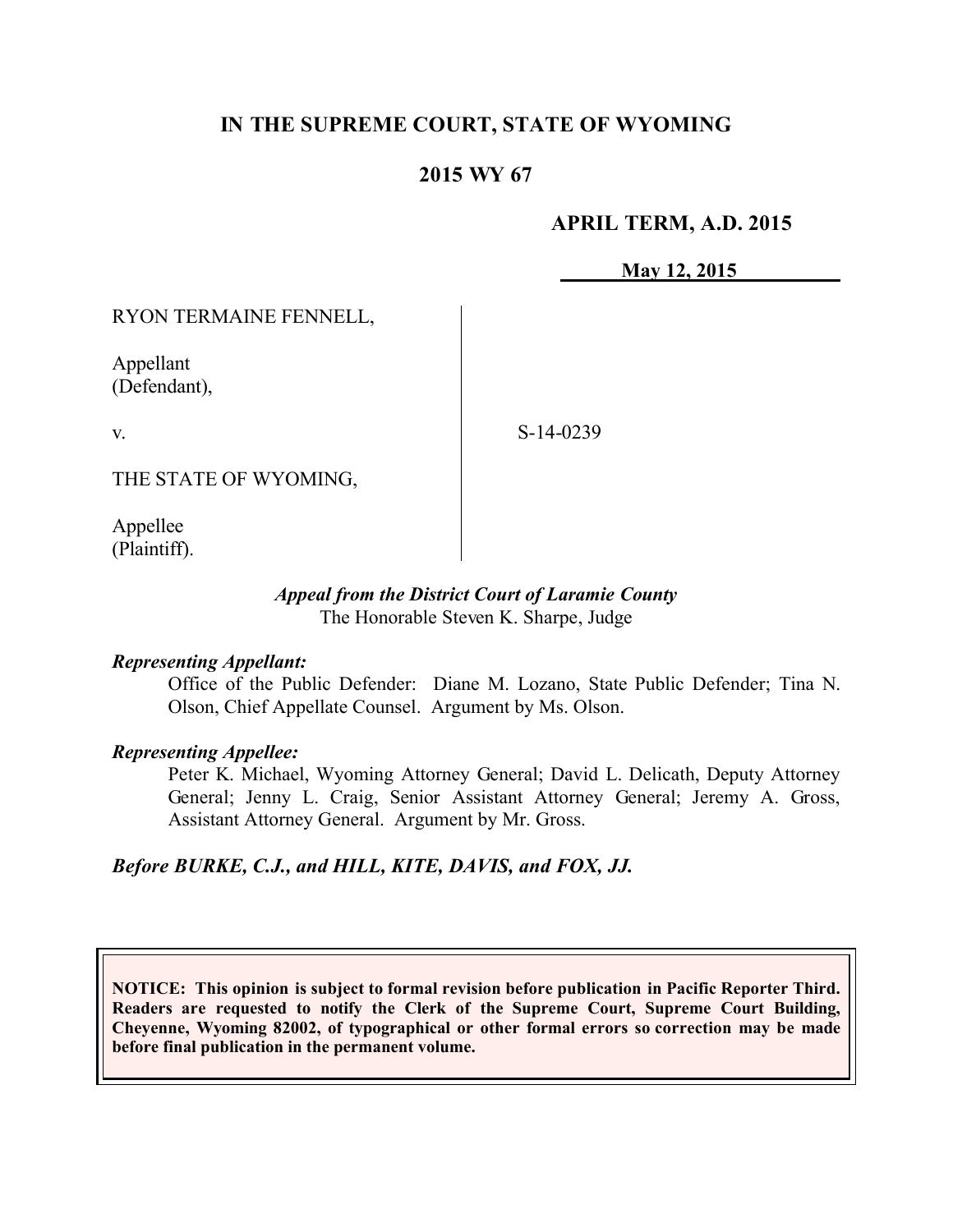**IN THE SUPREME COURT, STATE OF WYOMING**

**2015 WY 67**

**APRIL TERM, A.D. 2015**

**May 12, 2015**

RYON TERMAINE FENNELL,

Appellant
(Defendant),

v.

THE STATE OF WYOMING,

Appellee
(Plaintiff).

S-14-0239

*Appeal from the District Court of Laramie County*
The Honorable Steven K. Sharpe, Judge

***Representing Appellant:***

Office of the Public Defender: Diane M. Lozano, State Public Defender; Tina N. Olson, Chief Appellate Counsel. Argument by Ms. Olson.

***Representing Appellee:***

Peter K. Michael, Wyoming Attorney General; David L. Delicath, Deputy Attorney General; Jenny L. Craig, Senior Assistant Attorney General; Jeremy A. Gross, Assistant Attorney General. Argument by Mr. Gross.

***Before BURKE, C.J., and HILL, KITE, DAVIS, and FOX, JJ.***

**NOTICE: This opinion is subject to formal revision before publication in Pacific Reporter Third. Readers are requested to notify the Clerk of the Supreme Court, Supreme Court Building, Cheyenne, Wyoming 82002, of typographical or other formal errors so correction may be made before final publication in the permanent volume.**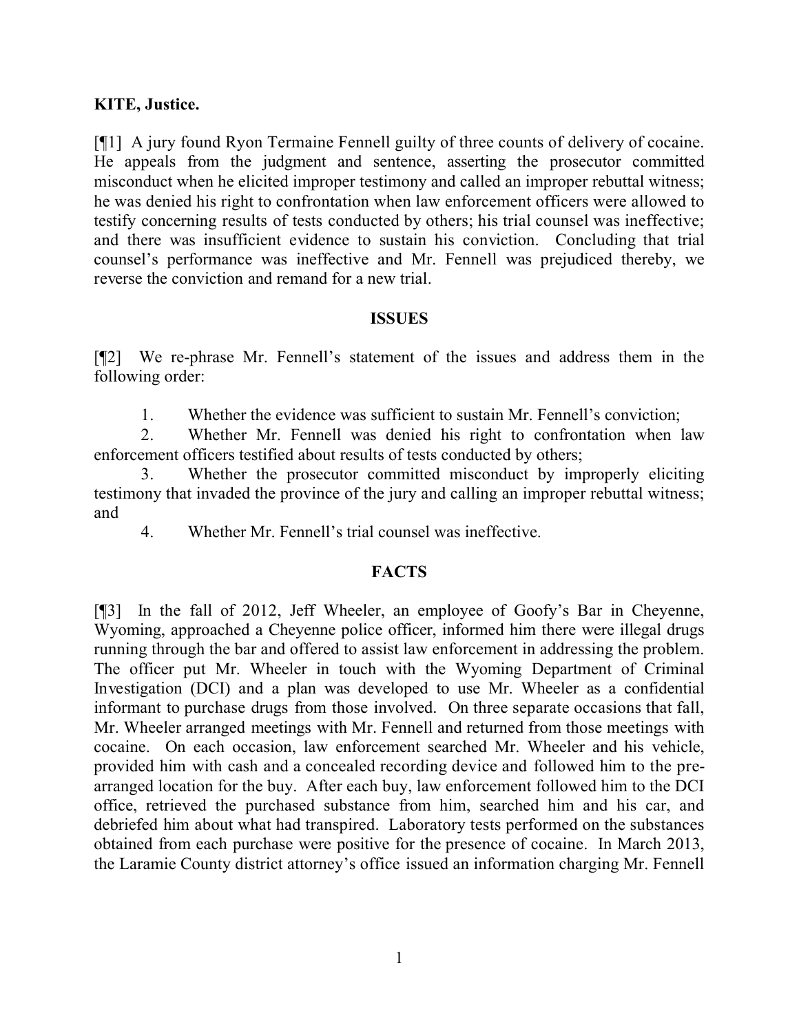**KITE, Justice.**

[¶1] A jury found Ryon Termaine Fennell guilty of three counts of delivery of cocaine. He appeals from the judgment and sentence, asserting the prosecutor committed misconduct when he elicited improper testimony and called an improper rebuttal witness; he was denied his right to confrontation when law enforcement officers were allowed to testify concerning results of tests conducted by others; his trial counsel was ineffective; and there was insufficient evidence to sustain his conviction. Concluding that trial counsel's performance was ineffective and Mr. Fennell was prejudiced thereby, we reverse the conviction and remand for a new trial.

## ISSUES

[¶2] We re-phrase Mr. Fennell's statement of the issues and address them in the following order:

1. Whether the evidence was sufficient to sustain Mr. Fennell's conviction;
2. Whether Mr. Fennell was denied his right to confrontation when law enforcement officers testified about results of tests conducted by others;
3. Whether the prosecutor committed misconduct by improperly eliciting testimony that invaded the province of the jury and calling an improper rebuttal witness; and
4. Whether Mr. Fennell's trial counsel was ineffective.

## FACTS

[¶3] In the fall of 2012, Jeff Wheeler, an employee of Goofy's Bar in Cheyenne, Wyoming, approached a Cheyenne police officer, informed him there were illegal drugs running through the bar and offered to assist law enforcement in addressing the problem. The officer put Mr. Wheeler in touch with the Wyoming Department of Criminal Investigation (DCI) and a plan was developed to use Mr. Wheeler as a confidential informant to purchase drugs from those involved. On three separate occasions that fall, Mr. Wheeler arranged meetings with Mr. Fennell and returned from those meetings with cocaine. On each occasion, law enforcement searched Mr. Wheeler and his vehicle, provided him with cash and a concealed recording device and followed him to the pre-arranged location for the buy. After each buy, law enforcement followed him to the DCI office, retrieved the purchased substance from him, searched him and his car, and debriefed him about what had transpired. Laboratory tests performed on the substances obtained from each purchase were positive for the presence of cocaine. In March 2013, the Laramie County district attorney's office issued an information charging Mr. Fennell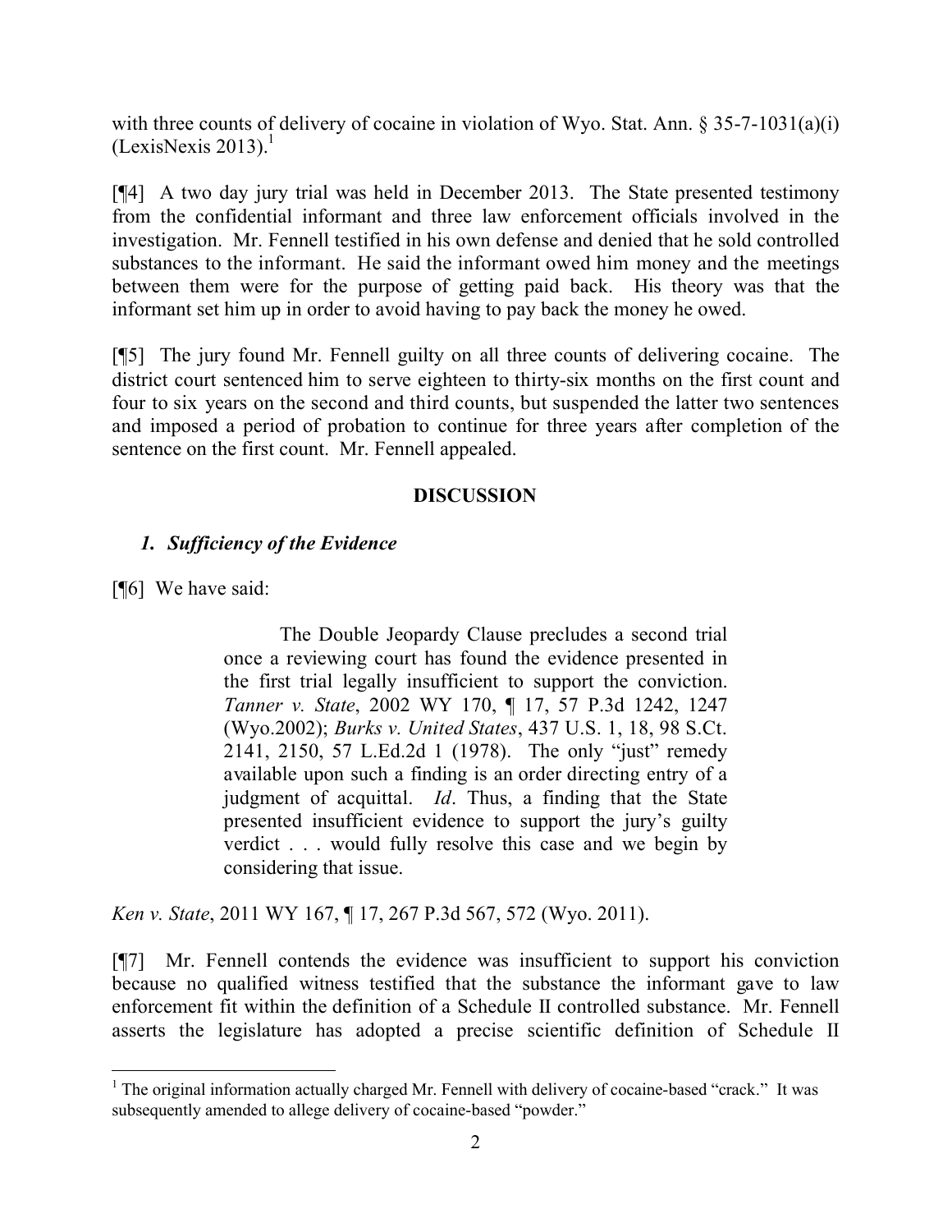with three counts of delivery of cocaine in violation of Wyo. Stat. Ann. § 35-7-1031(a)(i) (LexisNexis 2013).[1]

[¶4] A two day jury trial was held in December 2013. The State presented testimony from the confidential informant and three law enforcement officials involved in the investigation. Mr. Fennell testified in his own defense and denied that he sold controlled substances to the informant. He said the informant owed him money and the meetings between them were for the purpose of getting paid back. His theory was that the informant set him up in order to avoid having to pay back the money he owed.

[¶5] The jury found Mr. Fennell guilty on all three counts of delivering cocaine. The district court sentenced him to serve eighteen to thirty-six months on the first count and four to six years on the second and third counts, but suspended the latter two sentences and imposed a period of probation to continue for three years after completion of the sentence on the first count. Mr. Fennell appealed.

## DISCUSSION

### *1. Sufficiency of the Evidence*

[¶6] We have said:

> The Double Jeopardy Clause precludes a second trial once a reviewing court has found the evidence presented in the first trial legally insufficient to support the conviction. *Tanner v. State*, 2002 WY 170, ¶ 17, 57 P.3d 1242, 1247 (Wyo.2002); *Burks v. United States*, 437 U.S. 1, 18, 98 S.Ct. 2141, 2150, 57 L.Ed.2d 1 (1978). The only "just" remedy available upon such a finding is an order directing entry of a judgment of acquittal. *Id*. Thus, a finding that the State presented insufficient evidence to support the jury's guilty verdict . . . would fully resolve this case and we begin by considering that issue.

*Ken v. State*, 2011 WY 167, ¶ 17, 267 P.3d 567, 572 (Wyo. 2011).

[¶7] Mr. Fennell contends the evidence was insufficient to support his conviction because no qualified witness testified that the substance the informant gave to law enforcement fit within the definition of a Schedule II controlled substance. Mr. Fennell asserts the legislature has adopted a precise scientific definition of Schedule II

[1] The original information actually charged Mr. Fennell with delivery of cocaine-based "crack." It was subsequently amended to allege delivery of cocaine-based "powder."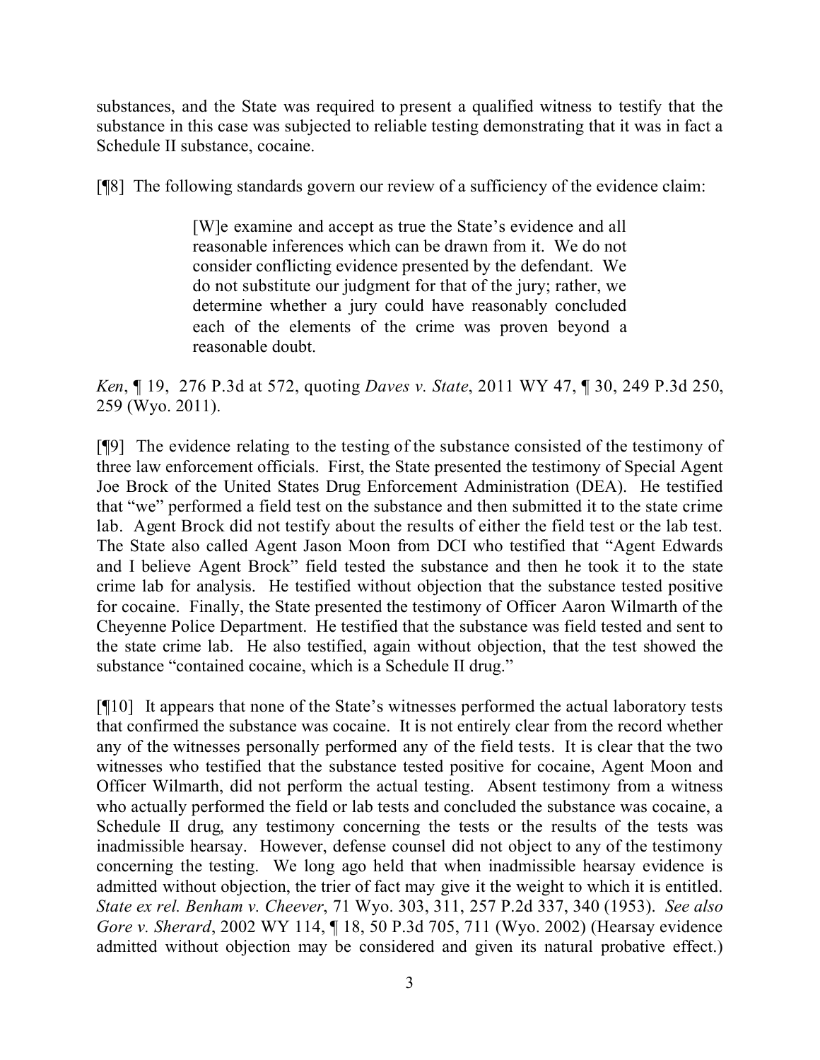substances, and the State was required to present a qualified witness to testify that the substance in this case was subjected to reliable testing demonstrating that it was in fact a Schedule II substance, cocaine.

[¶8] The following standards govern our review of a sufficiency of the evidence claim:

> [W]e examine and accept as true the State's evidence and all reasonable inferences which can be drawn from it. We do not consider conflicting evidence presented by the defendant. We do not substitute our judgment for that of the jury; rather, we determine whether a jury could have reasonably concluded each of the elements of the crime was proven beyond a reasonable doubt.

*Ken*, ¶ 19, 276 P.3d at 572, quoting *Daves v. State*, 2011 WY 47, ¶ 30, 249 P.3d 250, 259 (Wyo. 2011).

[¶9] The evidence relating to the testing of the substance consisted of the testimony of three law enforcement officials. First, the State presented the testimony of Special Agent Joe Brock of the United States Drug Enforcement Administration (DEA). He testified that "we" performed a field test on the substance and then submitted it to the state crime lab. Agent Brock did not testify about the results of either the field test or the lab test. The State also called Agent Jason Moon from DCI who testified that "Agent Edwards and I believe Agent Brock" field tested the substance and then he took it to the state crime lab for analysis. He testified without objection that the substance tested positive for cocaine. Finally, the State presented the testimony of Officer Aaron Wilmarth of the Cheyenne Police Department. He testified that the substance was field tested and sent to the state crime lab. He also testified, again without objection, that the test showed the substance "contained cocaine, which is a Schedule II drug."

[¶10] It appears that none of the State's witnesses performed the actual laboratory tests that confirmed the substance was cocaine. It is not entirely clear from the record whether any of the witnesses personally performed any of the field tests. It is clear that the two witnesses who testified that the substance tested positive for cocaine, Agent Moon and Officer Wilmarth, did not perform the actual testing. Absent testimony from a witness who actually performed the field or lab tests and concluded the substance was cocaine, a Schedule II drug, any testimony concerning the tests or the results of the tests was inadmissible hearsay. However, defense counsel did not object to any of the testimony concerning the testing. We long ago held that when inadmissible hearsay evidence is admitted without objection, the trier of fact may give it the weight to which it is entitled. *State ex rel. Benham v. Cheever*, 71 Wyo. 303, 311, 257 P.2d 337, 340 (1953). *See also Gore v. Sherard*, 2002 WY 114, ¶ 18, 50 P.3d 705, 711 (Wyo. 2002) (Hearsay evidence admitted without objection may be considered and given its natural probative effect.)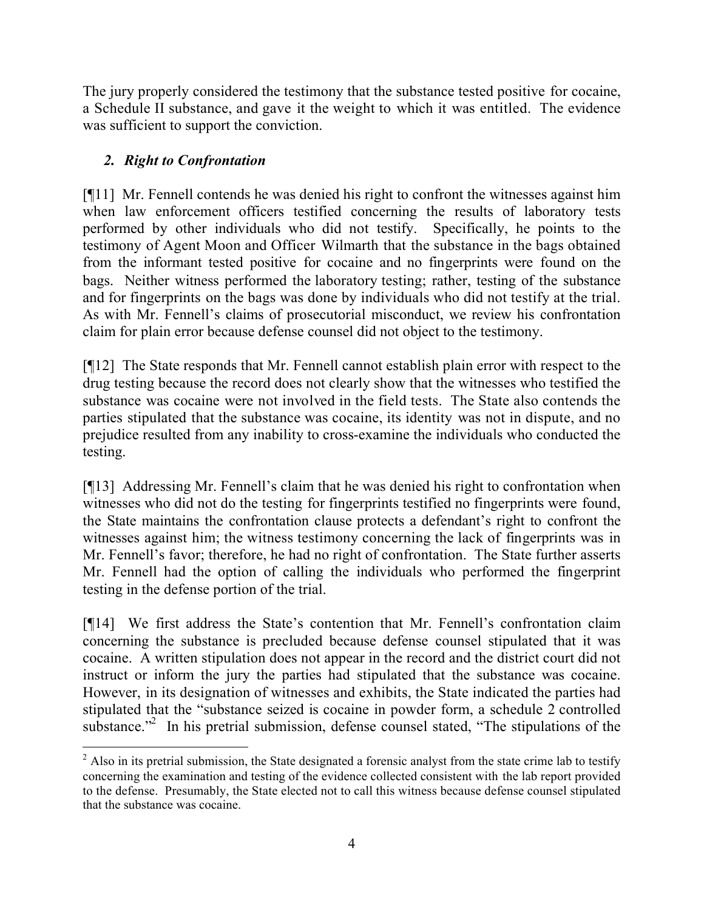The jury properly considered the testimony that the substance tested positive for cocaine, a Schedule II substance, and gave it the weight to which it was entitled. The evidence was sufficient to support the conviction.

### *2. Right to Confrontation*

[¶11] Mr. Fennell contends he was denied his right to confront the witnesses against him when law enforcement officers testified concerning the results of laboratory tests performed by other individuals who did not testify. Specifically, he points to the testimony of Agent Moon and Officer Wilmarth that the substance in the bags obtained from the informant tested positive for cocaine and no fingerprints were found on the bags. Neither witness performed the laboratory testing; rather, testing of the substance and for fingerprints on the bags was done by individuals who did not testify at the trial. As with Mr. Fennell's claims of prosecutorial misconduct, we review his confrontation claim for plain error because defense counsel did not object to the testimony.

[¶12] The State responds that Mr. Fennell cannot establish plain error with respect to the drug testing because the record does not clearly show that the witnesses who testified the substance was cocaine were not involved in the field tests. The State also contends the parties stipulated that the substance was cocaine, its identity was not in dispute, and no prejudice resulted from any inability to cross-examine the individuals who conducted the testing.

[¶13] Addressing Mr. Fennell's claim that he was denied his right to confrontation when witnesses who did not do the testing for fingerprints testified no fingerprints were found, the State maintains the confrontation clause protects a defendant's right to confront the witnesses against him; the witness testimony concerning the lack of fingerprints was in Mr. Fennell's favor; therefore, he had no right of confrontation. The State further asserts Mr. Fennell had the option of calling the individuals who performed the fingerprint testing in the defense portion of the trial.

[¶14] We first address the State's contention that Mr. Fennell's confrontation claim concerning the substance is precluded because defense counsel stipulated that it was cocaine. A written stipulation does not appear in the record and the district court did not instruct or inform the jury the parties had stipulated that the substance was cocaine. However, in its designation of witnesses and exhibits, the State indicated the parties had stipulated that the "substance seized is cocaine in powder form, a schedule 2 controlled substance."[2] In his pretrial submission, defense counsel stated, "The stipulations of the

[2] Also in its pretrial submission, the State designated a forensic analyst from the state crime lab to testify concerning the examination and testing of the evidence collected consistent with the lab report provided to the defense. Presumably, the State elected not to call this witness because defense counsel stipulated that the substance was cocaine.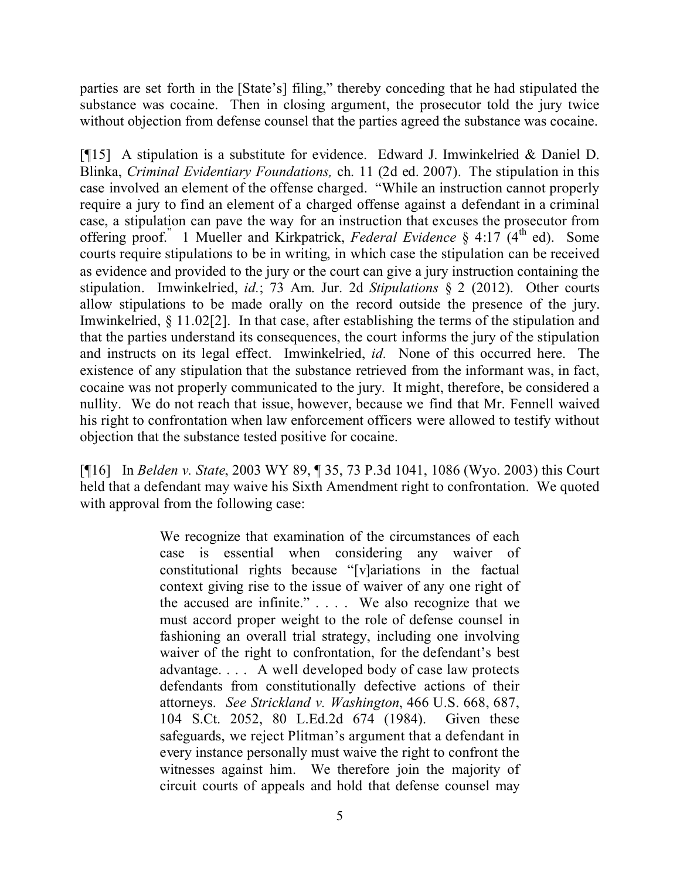parties are set forth in the [State's] filing," thereby conceding that he had stipulated the substance was cocaine. Then in closing argument, the prosecutor told the jury twice without objection from defense counsel that the parties agreed the substance was cocaine.

[¶15] A stipulation is a substitute for evidence. Edward J. Imwinkelried & Daniel D. Blinka, *Criminal Evidentiary Foundations,* ch. 11 (2d ed. 2007). The stipulation in this case involved an element of the offense charged. "While an instruction cannot properly require a jury to find an element of a charged offense against a defendant in a criminal case, a stipulation can pave the way for an instruction that excuses the prosecutor from offering proof." 1 Mueller and Kirkpatrick, *Federal Evidence* § 4:17 (4th ed). Some courts require stipulations to be in writing, in which case the stipulation can be received as evidence and provided to the jury or the court can give a jury instruction containing the stipulation. Imwinkelried, *id.*; 73 Am. Jur. 2d *Stipulations* § 2 (2012). Other courts allow stipulations to be made orally on the record outside the presence of the jury. Imwinkelried, § 11.02[2]. In that case, after establishing the terms of the stipulation and that the parties understand its consequences, the court informs the jury of the stipulation and instructs on its legal effect. Imwinkelried, *id.* None of this occurred here. The existence of any stipulation that the substance retrieved from the informant was, in fact, cocaine was not properly communicated to the jury. It might, therefore, be considered a nullity. We do not reach that issue, however, because we find that Mr. Fennell waived his right to confrontation when law enforcement officers were allowed to testify without objection that the substance tested positive for cocaine.

[¶16] In *Belden v. State*, 2003 WY 89, ¶ 35, 73 P.3d 1041, 1086 (Wyo. 2003) this Court held that a defendant may waive his Sixth Amendment right to confrontation. We quoted with approval from the following case:

> We recognize that examination of the circumstances of each case is essential when considering any waiver of constitutional rights because "[v]ariations in the factual context giving rise to the issue of waiver of any one right of the accused are infinite." . . . . We also recognize that we must accord proper weight to the role of defense counsel in fashioning an overall trial strategy, including one involving waiver of the right to confrontation, for the defendant's best advantage. . . . A well developed body of case law protects defendants from constitutionally defective actions of their attorneys. *See Strickland v. Washington*, 466 U.S. 668, 687, 104 S.Ct. 2052, 80 L.Ed.2d 674 (1984). Given these safeguards, we reject Plitman's argument that a defendant in every instance personally must waive the right to confront the witnesses against him. We therefore join the majority of circuit courts of appeals and hold that defense counsel may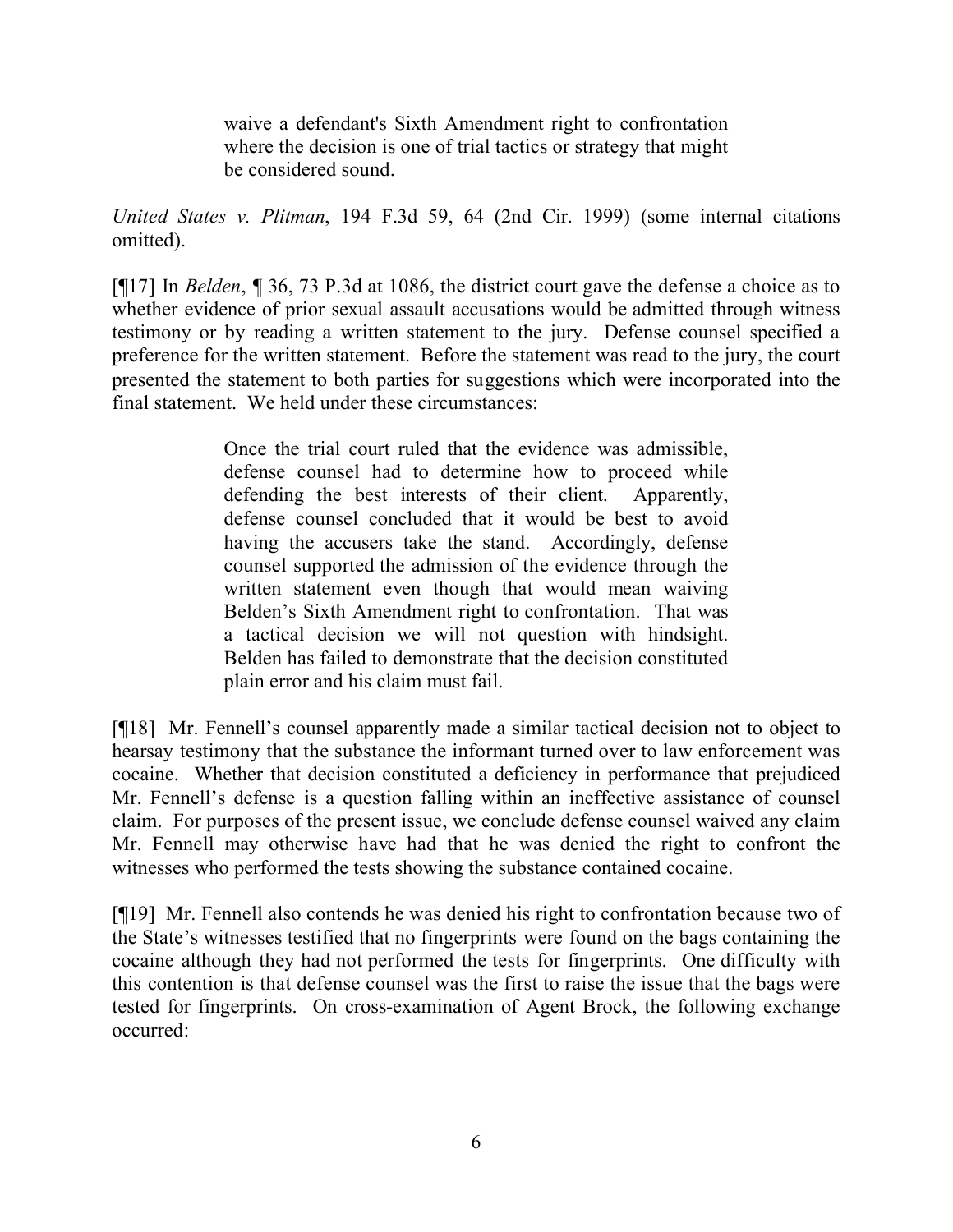> waive a defendant's Sixth Amendment right to confrontation where the decision is one of trial tactics or strategy that might be considered sound.

*United States v. Plitman*, 194 F.3d 59, 64 (2nd Cir. 1999) (some internal citations omitted).

[¶17] In *Belden*, ¶ 36, 73 P.3d at 1086, the district court gave the defense a choice as to whether evidence of prior sexual assault accusations would be admitted through witness testimony or by reading a written statement to the jury. Defense counsel specified a preference for the written statement. Before the statement was read to the jury, the court presented the statement to both parties for suggestions which were incorporated into the final statement. We held under these circumstances:

> Once the trial court ruled that the evidence was admissible, defense counsel had to determine how to proceed while defending the best interests of their client. Apparently, defense counsel concluded that it would be best to avoid having the accusers take the stand. Accordingly, defense counsel supported the admission of the evidence through the written statement even though that would mean waiving Belden's Sixth Amendment right to confrontation. That was a tactical decision we will not question with hindsight. Belden has failed to demonstrate that the decision constituted plain error and his claim must fail.

[¶18] Mr. Fennell's counsel apparently made a similar tactical decision not to object to hearsay testimony that the substance the informant turned over to law enforcement was cocaine. Whether that decision constituted a deficiency in performance that prejudiced Mr. Fennell's defense is a question falling within an ineffective assistance of counsel claim. For purposes of the present issue, we conclude defense counsel waived any claim Mr. Fennell may otherwise have had that he was denied the right to confront the witnesses who performed the tests showing the substance contained cocaine.

[¶19] Mr. Fennell also contends he was denied his right to confrontation because two of the State's witnesses testified that no fingerprints were found on the bags containing the cocaine although they had not performed the tests for fingerprints. One difficulty with this contention is that defense counsel was the first to raise the issue that the bags were tested for fingerprints. On cross-examination of Agent Brock, the following exchange occurred: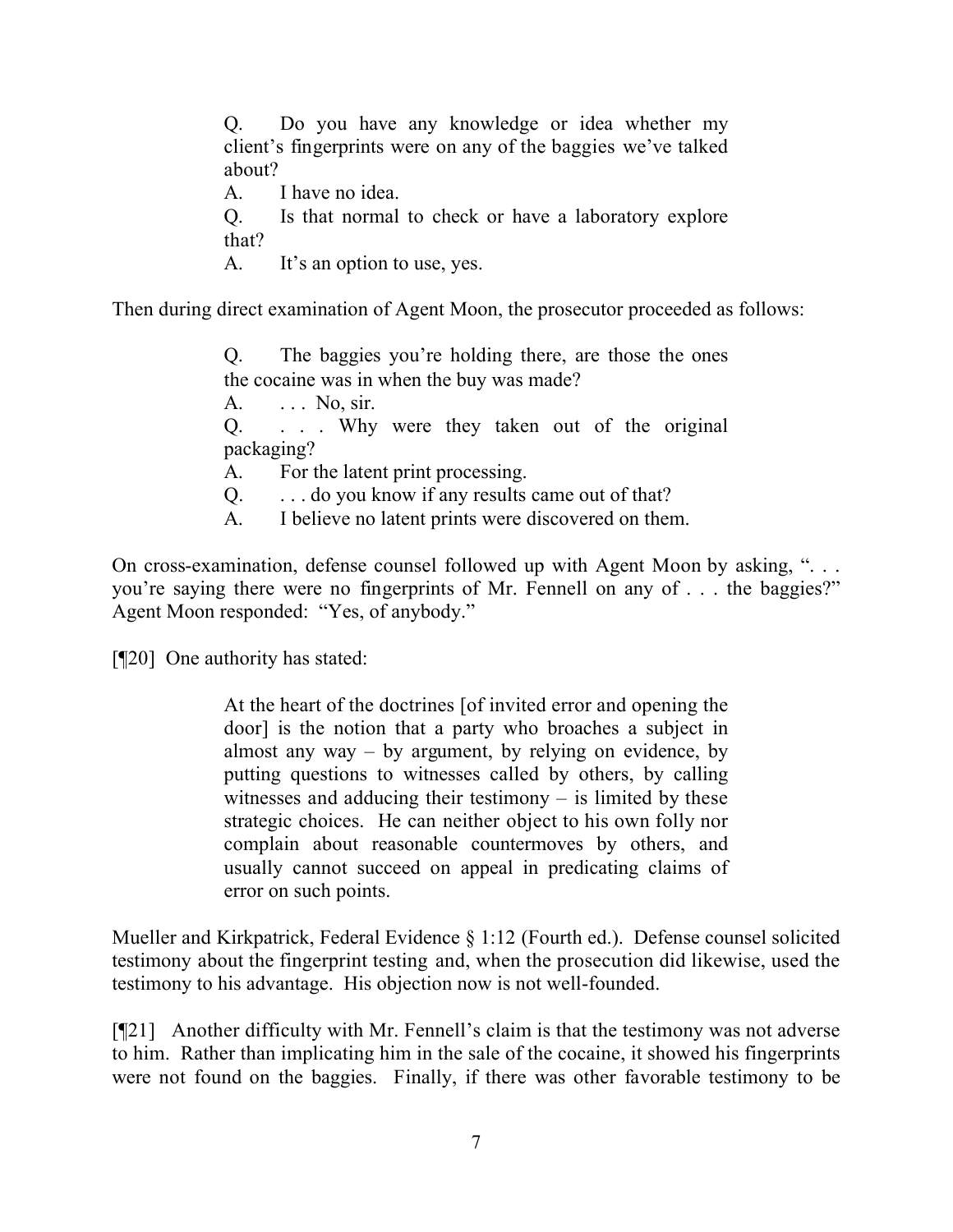> Q. Do you have any knowledge or idea whether my client's fingerprints were on any of the baggies we've talked about?
>
> A. I have no idea.
>
> Q. Is that normal to check or have a laboratory explore that?
>
> A. It's an option to use, yes.

Then during direct examination of Agent Moon, the prosecutor proceeded as follows:

> Q. The baggies you're holding there, are those the ones the cocaine was in when the buy was made?
>
> A. . . . No, sir.
>
> Q. . . . Why were they taken out of the original packaging?
>
> A. For the latent print processing.
>
> Q. . . . do you know if any results came out of that?
>
> A. I believe no latent prints were discovered on them.

On cross-examination, defense counsel followed up with Agent Moon by asking, ". . . you're saying there were no fingerprints of Mr. Fennell on any of . . . the baggies?" Agent Moon responded: "Yes, of anybody."

[¶20] One authority has stated:

> At the heart of the doctrines [of invited error and opening the door] is the notion that a party who broaches a subject in almost any way – by argument, by relying on evidence, by putting questions to witnesses called by others, by calling witnesses and adducing their testimony – is limited by these strategic choices. He can neither object to his own folly nor complain about reasonable countermoves by others, and usually cannot succeed on appeal in predicating claims of error on such points.

Mueller and Kirkpatrick, Federal Evidence § 1:12 (Fourth ed.). Defense counsel solicited testimony about the fingerprint testing and, when the prosecution did likewise, used the testimony to his advantage. His objection now is not well-founded.

[¶21] Another difficulty with Mr. Fennell's claim is that the testimony was not adverse to him. Rather than implicating him in the sale of the cocaine, it showed his fingerprints were not found on the baggies. Finally, if there was other favorable testimony to be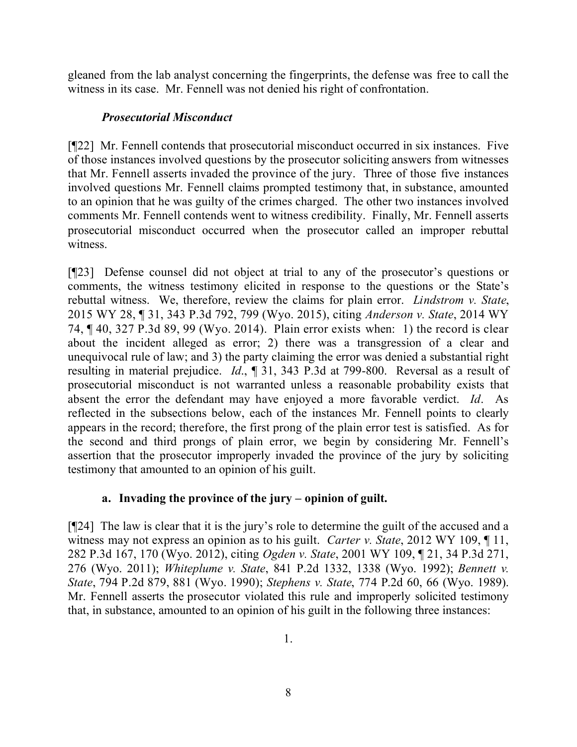gleaned from the lab analyst concerning the fingerprints, the defense was free to call the witness in its case. Mr. Fennell was not denied his right of confrontation.

### *Prosecutorial Misconduct*

[¶22] Mr. Fennell contends that prosecutorial misconduct occurred in six instances. Five of those instances involved questions by the prosecutor soliciting answers from witnesses that Mr. Fennell asserts invaded the province of the jury. Three of those five instances involved questions Mr. Fennell claims prompted testimony that, in substance, amounted to an opinion that he was guilty of the crimes charged. The other two instances involved comments Mr. Fennell contends went to witness credibility. Finally, Mr. Fennell asserts prosecutorial misconduct occurred when the prosecutor called an improper rebuttal witness.

[¶23] Defense counsel did not object at trial to any of the prosecutor's questions or comments, the witness testimony elicited in response to the questions or the State's rebuttal witness. We, therefore, review the claims for plain error. *Lindstrom v. State*, 2015 WY 28, ¶ 31, 343 P.3d 792, 799 (Wyo. 2015), citing *Anderson v. State*, 2014 WY 74, ¶ 40, 327 P.3d 89, 99 (Wyo. 2014). Plain error exists when: 1) the record is clear about the incident alleged as error; 2) there was a transgression of a clear and unequivocal rule of law; and 3) the party claiming the error was denied a substantial right resulting in material prejudice. *Id*., ¶ 31, 343 P.3d at 799-800. Reversal as a result of prosecutorial misconduct is not warranted unless a reasonable probability exists that absent the error the defendant may have enjoyed a more favorable verdict. *Id*. As reflected in the subsections below, each of the instances Mr. Fennell points to clearly appears in the record; therefore, the first prong of the plain error test is satisfied. As for the second and third prongs of plain error, we begin by considering Mr. Fennell's assertion that the prosecutor improperly invaded the province of the jury by soliciting testimony that amounted to an opinion of his guilt.

#### a. Invading the province of the jury – opinion of guilt.

[¶24] The law is clear that it is the jury's role to determine the guilt of the accused and a witness may not express an opinion as to his guilt. *Carter v. State*, 2012 WY 109, ¶ 11, 282 P.3d 167, 170 (Wyo. 2012), citing *Ogden v. State*, 2001 WY 109, ¶ 21, 34 P.3d 271, 276 (Wyo. 2011); *Whiteplume v. State*, 841 P.2d 1332, 1338 (Wyo. 1992); *Bennett v. State*, 794 P.2d 879, 881 (Wyo. 1990); *Stephens v. State*, 774 P.2d 60, 66 (Wyo. 1989). Mr. Fennell asserts the prosecutor violated this rule and improperly solicited testimony that, in substance, amounted to an opinion of his guilt in the following three instances:

1.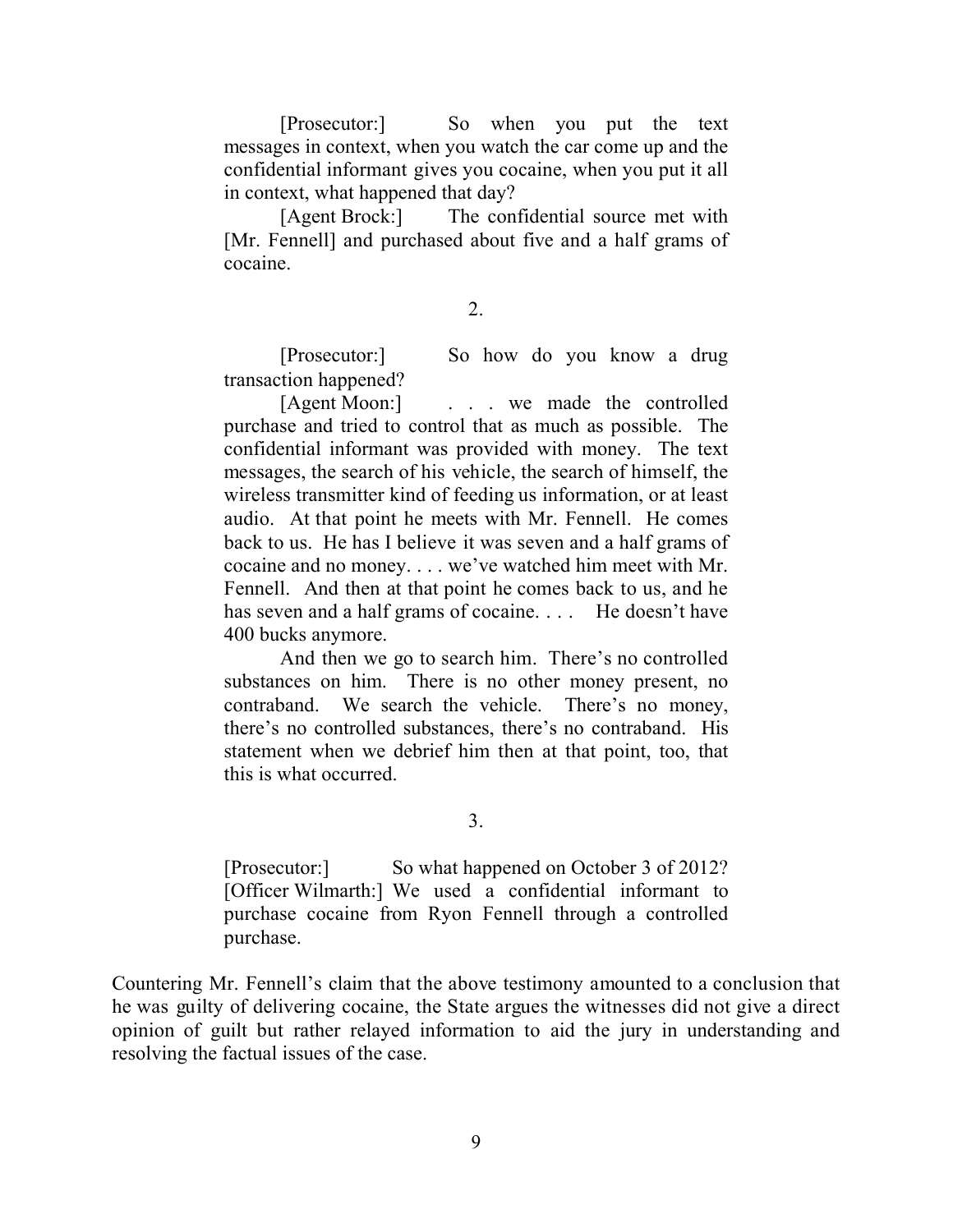> [Prosecutor:] So when you put the text messages in context, when you watch the car come up and the confidential informant gives you cocaine, when you put it all in context, what happened that day?
>
> [Agent Brock:] The confidential source met with [Mr. Fennell] and purchased about five and a half grams of cocaine.

2.

> [Prosecutor:] So how do you know a drug transaction happened?
>
> [Agent Moon:] . . . we made the controlled purchase and tried to control that as much as possible. The confidential informant was provided with money. The text messages, the search of his vehicle, the search of himself, the wireless transmitter kind of feeding us information, or at least audio. At that point he meets with Mr. Fennell. He comes back to us. He has I believe it was seven and a half grams of cocaine and no money. . . . we've watched him meet with Mr. Fennell. And then at that point he comes back to us, and he has seven and a half grams of cocaine. . . . He doesn't have 400 bucks anymore.
>
> And then we go to search him. There's no controlled substances on him. There is no other money present, no contraband. We search the vehicle. There's no money, there's no controlled substances, there's no contraband. His statement when we debrief him then at that point, too, that this is what occurred.

3.

> [Prosecutor:] So what happened on October 3 of 2012?
>
> [Officer Wilmarth:] We used a confidential informant to purchase cocaine from Ryon Fennell through a controlled purchase.

Countering Mr. Fennell's claim that the above testimony amounted to a conclusion that he was guilty of delivering cocaine, the State argues the witnesses did not give a direct opinion of guilt but rather relayed information to aid the jury in understanding and resolving the factual issues of the case.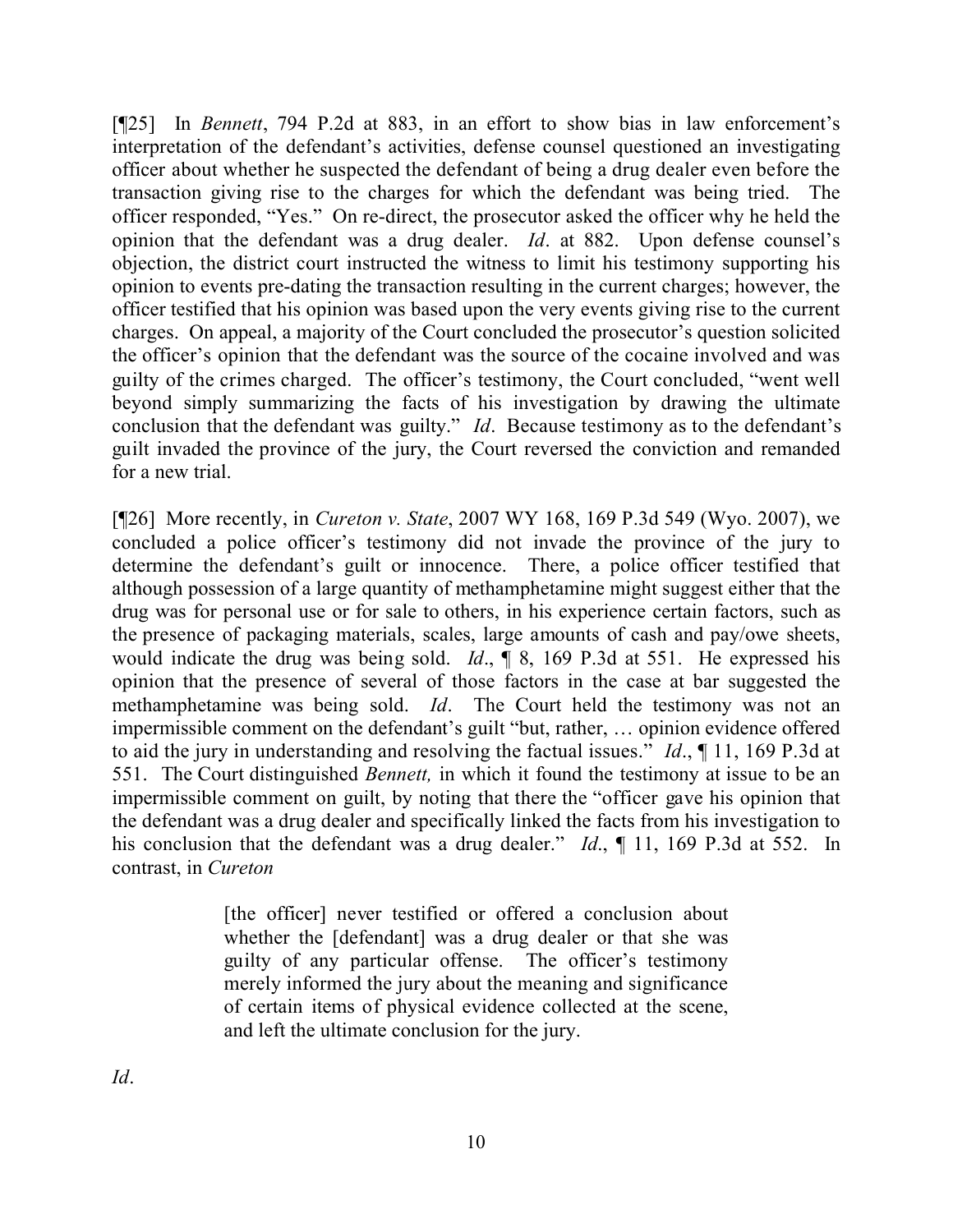[¶25] In *Bennett*, 794 P.2d at 883, in an effort to show bias in law enforcement's interpretation of the defendant's activities, defense counsel questioned an investigating officer about whether he suspected the defendant of being a drug dealer even before the transaction giving rise to the charges for which the defendant was being tried. The officer responded, "Yes." On re-direct, the prosecutor asked the officer why he held the opinion that the defendant was a drug dealer. *Id*. at 882. Upon defense counsel's objection, the district court instructed the witness to limit his testimony supporting his opinion to events pre-dating the transaction resulting in the current charges; however, the officer testified that his opinion was based upon the very events giving rise to the current charges. On appeal, a majority of the Court concluded the prosecutor's question solicited the officer's opinion that the defendant was the source of the cocaine involved and was guilty of the crimes charged. The officer's testimony, the Court concluded, "went well beyond simply summarizing the facts of his investigation by drawing the ultimate conclusion that the defendant was guilty." *Id*. Because testimony as to the defendant's guilt invaded the province of the jury, the Court reversed the conviction and remanded for a new trial.

[¶26] More recently, in *Cureton v. State*, 2007 WY 168, 169 P.3d 549 (Wyo. 2007), we concluded a police officer's testimony did not invade the province of the jury to determine the defendant's guilt or innocence. There, a police officer testified that although possession of a large quantity of methamphetamine might suggest either that the drug was for personal use or for sale to others, in his experience certain factors, such as the presence of packaging materials, scales, large amounts of cash and pay/owe sheets, would indicate the drug was being sold. *Id*., ¶ 8, 169 P.3d at 551. He expressed his opinion that the presence of several of those factors in the case at bar suggested the methamphetamine was being sold. *Id*. The Court held the testimony was not an impermissible comment on the defendant's guilt "but, rather, … opinion evidence offered to aid the jury in understanding and resolving the factual issues." *Id*., ¶ 11, 169 P.3d at 551. The Court distinguished *Bennett,* in which it found the testimony at issue to be an impermissible comment on guilt, by noting that there the "officer gave his opinion that the defendant was a drug dealer and specifically linked the facts from his investigation to his conclusion that the defendant was a drug dealer." *Id*., ¶ 11, 169 P.3d at 552. In contrast, in *Cureton*

> [the officer] never testified or offered a conclusion about whether the [defendant] was a drug dealer or that she was guilty of any particular offense. The officer's testimony merely informed the jury about the meaning and significance of certain items of physical evidence collected at the scene, and left the ultimate conclusion for the jury.

*Id*.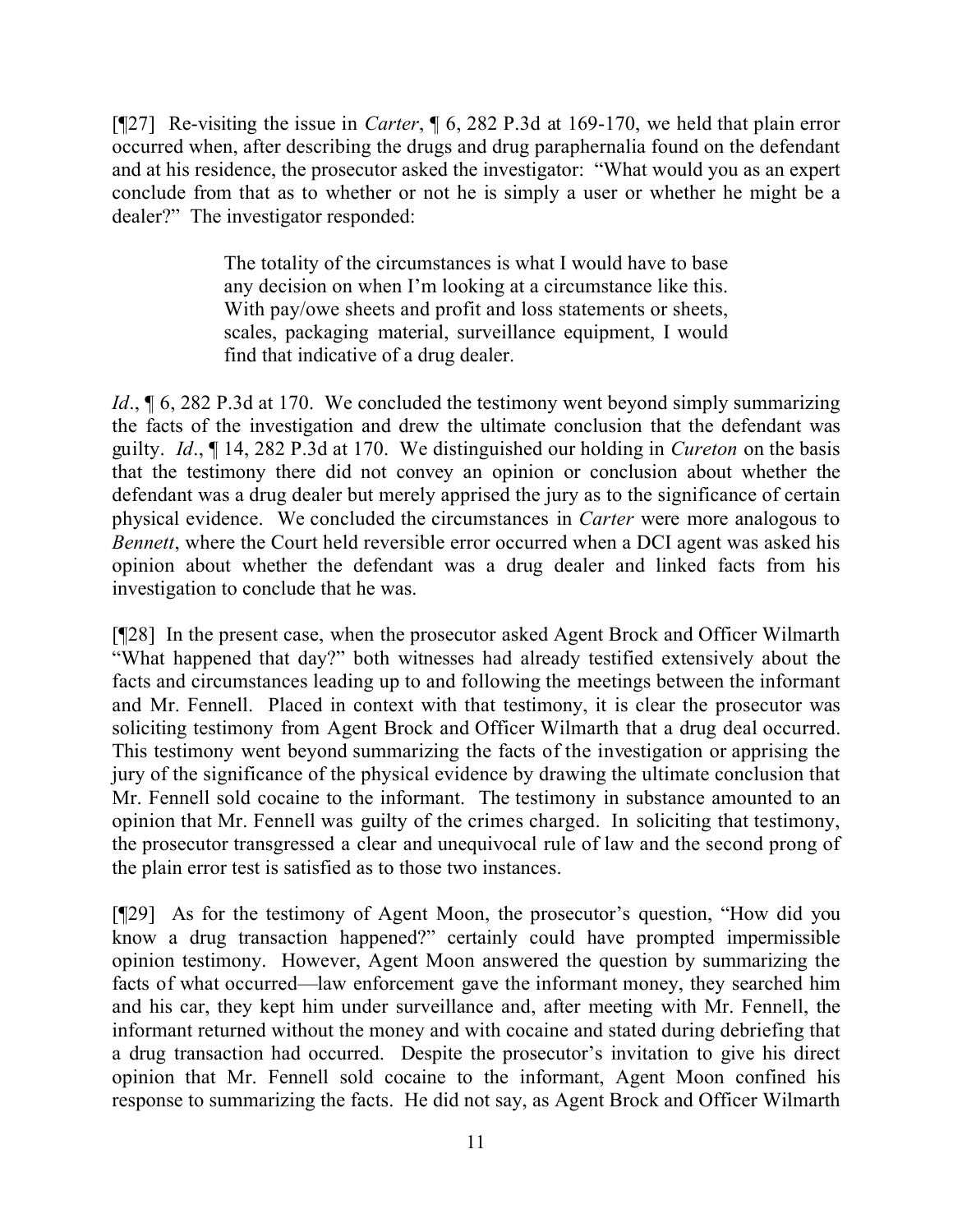[¶27] Re-visiting the issue in *Carter*, ¶ 6, 282 P.3d at 169-170, we held that plain error occurred when, after describing the drugs and drug paraphernalia found on the defendant and at his residence, the prosecutor asked the investigator: "What would you as an expert conclude from that as to whether or not he is simply a user or whether he might be a dealer?" The investigator responded:

> The totality of the circumstances is what I would have to base any decision on when I'm looking at a circumstance like this. With pay/owe sheets and profit and loss statements or sheets, scales, packaging material, surveillance equipment, I would find that indicative of a drug dealer.

*Id*., ¶ 6, 282 P.3d at 170. We concluded the testimony went beyond simply summarizing the facts of the investigation and drew the ultimate conclusion that the defendant was guilty. *Id*., ¶ 14, 282 P.3d at 170. We distinguished our holding in *Cureton* on the basis that the testimony there did not convey an opinion or conclusion about whether the defendant was a drug dealer but merely apprised the jury as to the significance of certain physical evidence. We concluded the circumstances in *Carter* were more analogous to *Bennett*, where the Court held reversible error occurred when a DCI agent was asked his opinion about whether the defendant was a drug dealer and linked facts from his investigation to conclude that he was.

[¶28] In the present case, when the prosecutor asked Agent Brock and Officer Wilmarth "What happened that day?" both witnesses had already testified extensively about the facts and circumstances leading up to and following the meetings between the informant and Mr. Fennell. Placed in context with that testimony, it is clear the prosecutor was soliciting testimony from Agent Brock and Officer Wilmarth that a drug deal occurred. This testimony went beyond summarizing the facts of the investigation or apprising the jury of the significance of the physical evidence by drawing the ultimate conclusion that Mr. Fennell sold cocaine to the informant. The testimony in substance amounted to an opinion that Mr. Fennell was guilty of the crimes charged. In soliciting that testimony, the prosecutor transgressed a clear and unequivocal rule of law and the second prong of the plain error test is satisfied as to those two instances.

[¶29] As for the testimony of Agent Moon, the prosecutor's question, "How did you know a drug transaction happened?" certainly could have prompted impermissible opinion testimony. However, Agent Moon answered the question by summarizing the facts of what occurred—law enforcement gave the informant money, they searched him and his car, they kept him under surveillance and, after meeting with Mr. Fennell, the informant returned without the money and with cocaine and stated during debriefing that a drug transaction had occurred. Despite the prosecutor's invitation to give his direct opinion that Mr. Fennell sold cocaine to the informant, Agent Moon confined his response to summarizing the facts. He did not say, as Agent Brock and Officer Wilmarth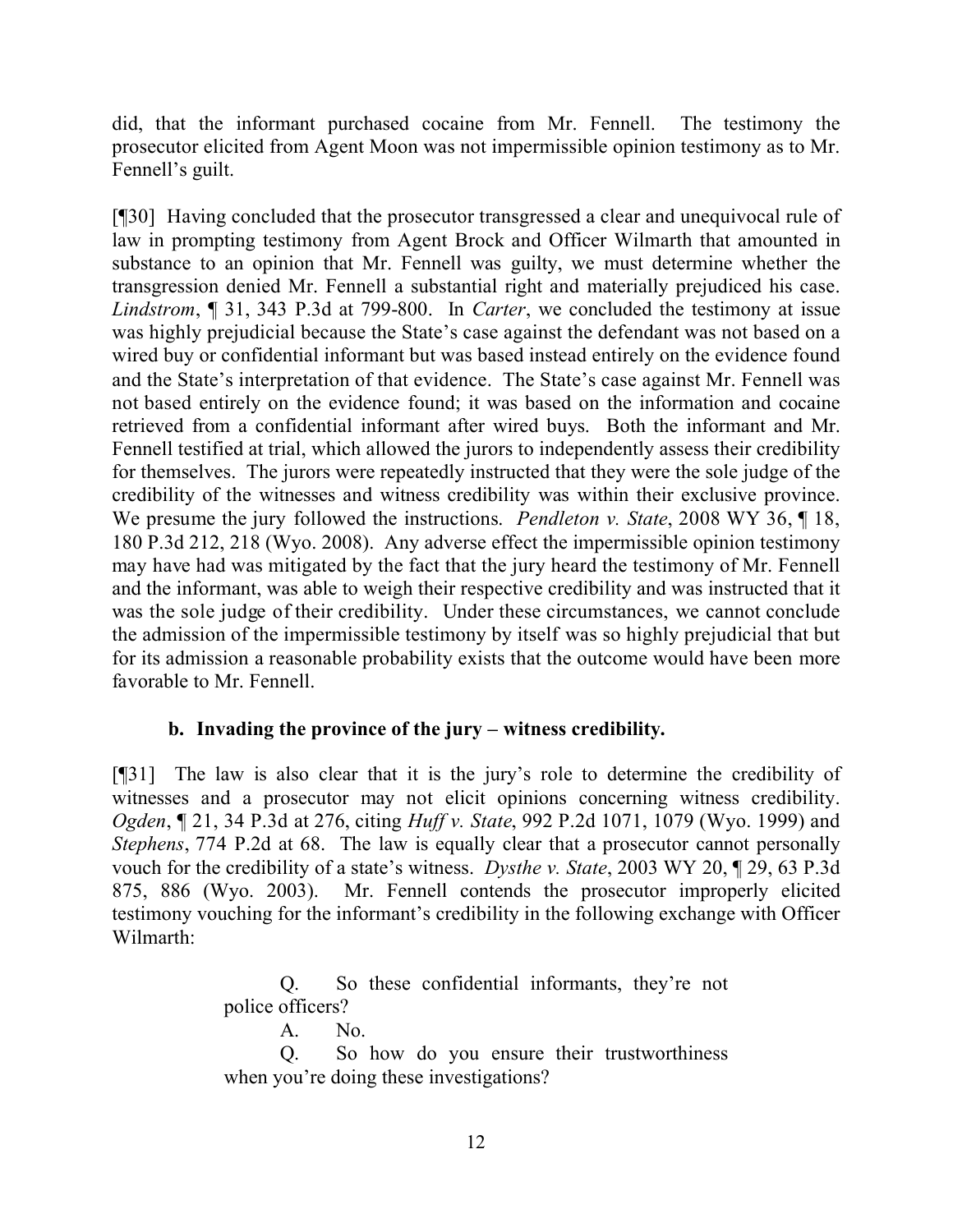did, that the informant purchased cocaine from Mr. Fennell. The testimony the prosecutor elicited from Agent Moon was not impermissible opinion testimony as to Mr. Fennell's guilt.

[¶30] Having concluded that the prosecutor transgressed a clear and unequivocal rule of law in prompting testimony from Agent Brock and Officer Wilmarth that amounted in substance to an opinion that Mr. Fennell was guilty, we must determine whether the transgression denied Mr. Fennell a substantial right and materially prejudiced his case. *Lindstrom*, ¶ 31, 343 P.3d at 799-800. In *Carter*, we concluded the testimony at issue was highly prejudicial because the State's case against the defendant was not based on a wired buy or confidential informant but was based instead entirely on the evidence found and the State's interpretation of that evidence. The State's case against Mr. Fennell was not based entirely on the evidence found; it was based on the information and cocaine retrieved from a confidential informant after wired buys. Both the informant and Mr. Fennell testified at trial, which allowed the jurors to independently assess their credibility for themselves. The jurors were repeatedly instructed that they were the sole judge of the credibility of the witnesses and witness credibility was within their exclusive province. We presume the jury followed the instructions. *Pendleton v. State*, 2008 WY 36, ¶ 18, 180 P.3d 212, 218 (Wyo. 2008). Any adverse effect the impermissible opinion testimony may have had was mitigated by the fact that the jury heard the testimony of Mr. Fennell and the informant, was able to weigh their respective credibility and was instructed that it was the sole judge of their credibility. Under these circumstances, we cannot conclude the admission of the impermissible testimony by itself was so highly prejudicial that but for its admission a reasonable probability exists that the outcome would have been more favorable to Mr. Fennell.

### b. Invading the province of the jury – witness credibility.

[¶31] The law is also clear that it is the jury's role to determine the credibility of witnesses and a prosecutor may not elicit opinions concerning witness credibility. *Ogden*, ¶ 21, 34 P.3d at 276, citing *Huff v. State*, 992 P.2d 1071, 1079 (Wyo. 1999) and *Stephens*, 774 P.2d at 68. The law is equally clear that a prosecutor cannot personally vouch for the credibility of a state's witness. *Dysthe v. State*, 2003 WY 20, ¶ 29, 63 P.3d 875, 886 (Wyo. 2003). Mr. Fennell contends the prosecutor improperly elicited testimony vouching for the informant's credibility in the following exchange with Officer Wilmarth:

> Q. So these confidential informants, they're not police officers?
>
> A. No.
>
> Q. So how do you ensure their trustworthiness when you're doing these investigations?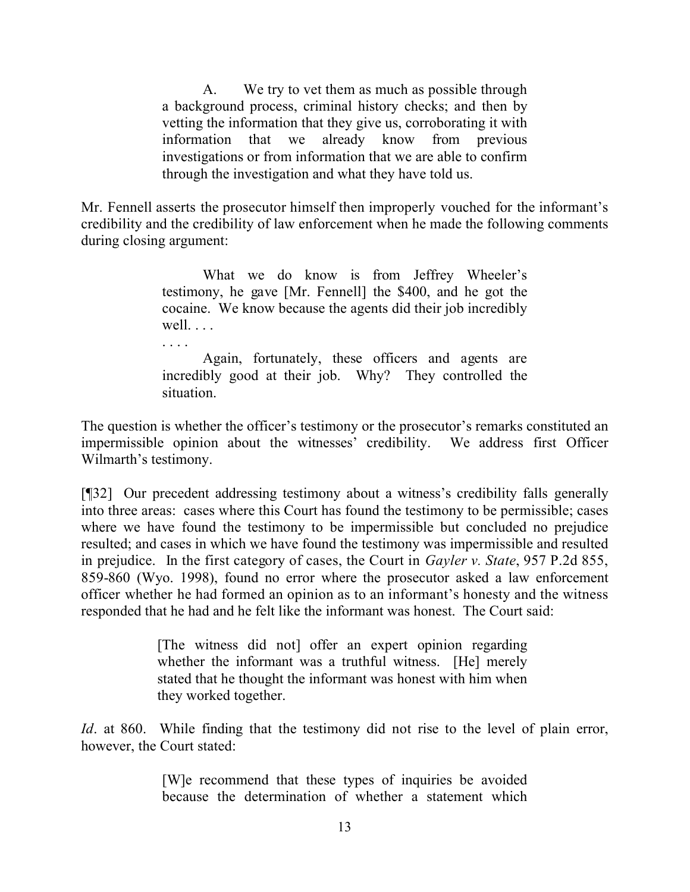> A. We try to vet them as much as possible through a background process, criminal history checks; and then by vetting the information that they give us, corroborating it with information that we already know from previous investigations or from information that we are able to confirm through the investigation and what they have told us.

Mr. Fennell asserts the prosecutor himself then improperly vouched for the informant's credibility and the credibility of law enforcement when he made the following comments during closing argument:

> What we do know is from Jeffrey Wheeler's testimony, he gave [Mr. Fennell] the $400, and he got the cocaine. We know because the agents did their job incredibly well. . . .
>
> . . . .
>
> Again, fortunately, these officers and agents are incredibly good at their job. Why? They controlled the situation.

The question is whether the officer's testimony or the prosecutor's remarks constituted an impermissible opinion about the witnesses' credibility. We address first Officer Wilmarth's testimony.

[¶32] Our precedent addressing testimony about a witness's credibility falls generally into three areas: cases where this Court has found the testimony to be permissible; cases where we have found the testimony to be impermissible but concluded no prejudice resulted; and cases in which we have found the testimony was impermissible and resulted in prejudice. In the first category of cases, the Court in *Gayler v. State*, 957 P.2d 855, 859-860 (Wyo. 1998), found no error where the prosecutor asked a law enforcement officer whether he had formed an opinion as to an informant's honesty and the witness responded that he had and he felt like the informant was honest. The Court said:

> [The witness did not] offer an expert opinion regarding whether the informant was a truthful witness. [He] merely stated that he thought the informant was honest with him when they worked together.

*Id*. at 860. While finding that the testimony did not rise to the level of plain error, however, the Court stated:

> [W]e recommend that these types of inquiries be avoided because the determination of whether a statement which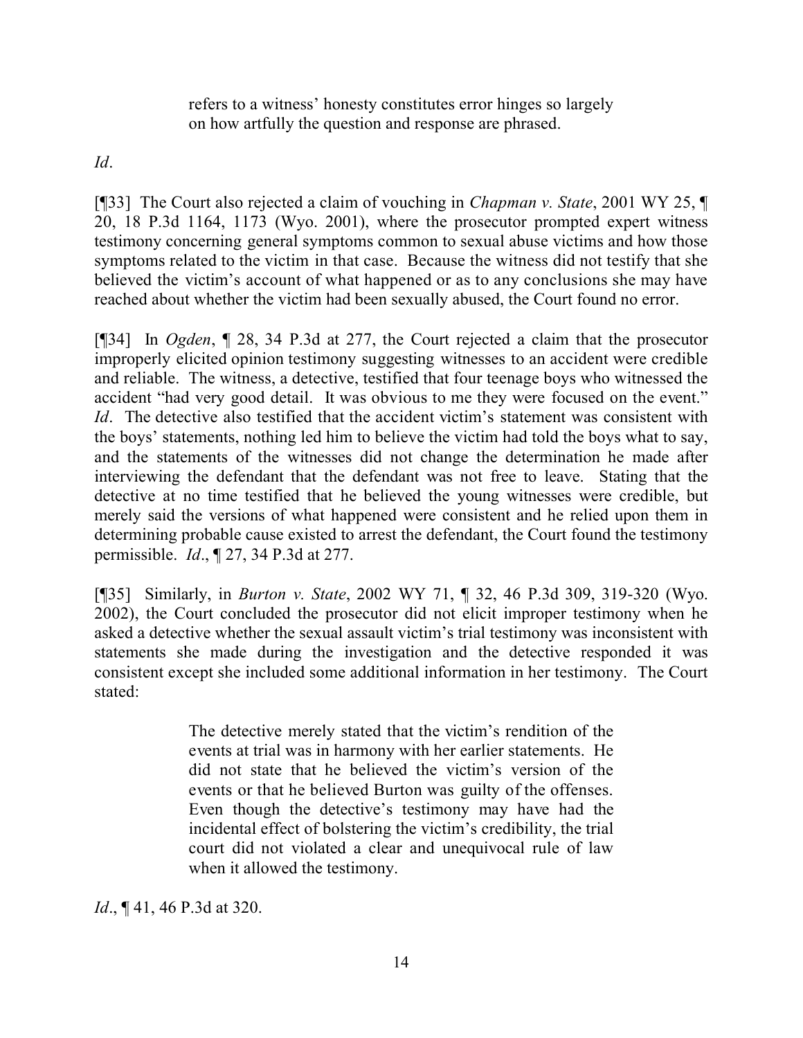> refers to a witness' honesty constitutes error hinges so largely on how artfully the question and response are phrased.

*Id*.

[¶33] The Court also rejected a claim of vouching in *Chapman v. State*, 2001 WY 25, ¶ 20, 18 P.3d 1164, 1173 (Wyo. 2001), where the prosecutor prompted expert witness testimony concerning general symptoms common to sexual abuse victims and how those symptoms related to the victim in that case. Because the witness did not testify that she believed the victim's account of what happened or as to any conclusions she may have reached about whether the victim had been sexually abused, the Court found no error.

[¶34] In *Ogden*, ¶ 28, 34 P.3d at 277, the Court rejected a claim that the prosecutor improperly elicited opinion testimony suggesting witnesses to an accident were credible and reliable. The witness, a detective, testified that four teenage boys who witnessed the accident "had very good detail. It was obvious to me they were focused on the event." *Id*. The detective also testified that the accident victim's statement was consistent with the boys' statements, nothing led him to believe the victim had told the boys what to say, and the statements of the witnesses did not change the determination he made after interviewing the defendant that the defendant was not free to leave. Stating that the detective at no time testified that he believed the young witnesses were credible, but merely said the versions of what happened were consistent and he relied upon them in determining probable cause existed to arrest the defendant, the Court found the testimony permissible. *Id*., ¶ 27, 34 P.3d at 277.

[¶35] Similarly, in *Burton v. State*, 2002 WY 71, ¶ 32, 46 P.3d 309, 319-320 (Wyo. 2002), the Court concluded the prosecutor did not elicit improper testimony when he asked a detective whether the sexual assault victim's trial testimony was inconsistent with statements she made during the investigation and the detective responded it was consistent except she included some additional information in her testimony. The Court stated:

> The detective merely stated that the victim's rendition of the events at trial was in harmony with her earlier statements. He did not state that he believed the victim's version of the events or that he believed Burton was guilty of the offenses. Even though the detective's testimony may have had the incidental effect of bolstering the victim's credibility, the trial court did not violated a clear and unequivocal rule of law when it allowed the testimony.

*Id*., ¶ 41, 46 P.3d at 320.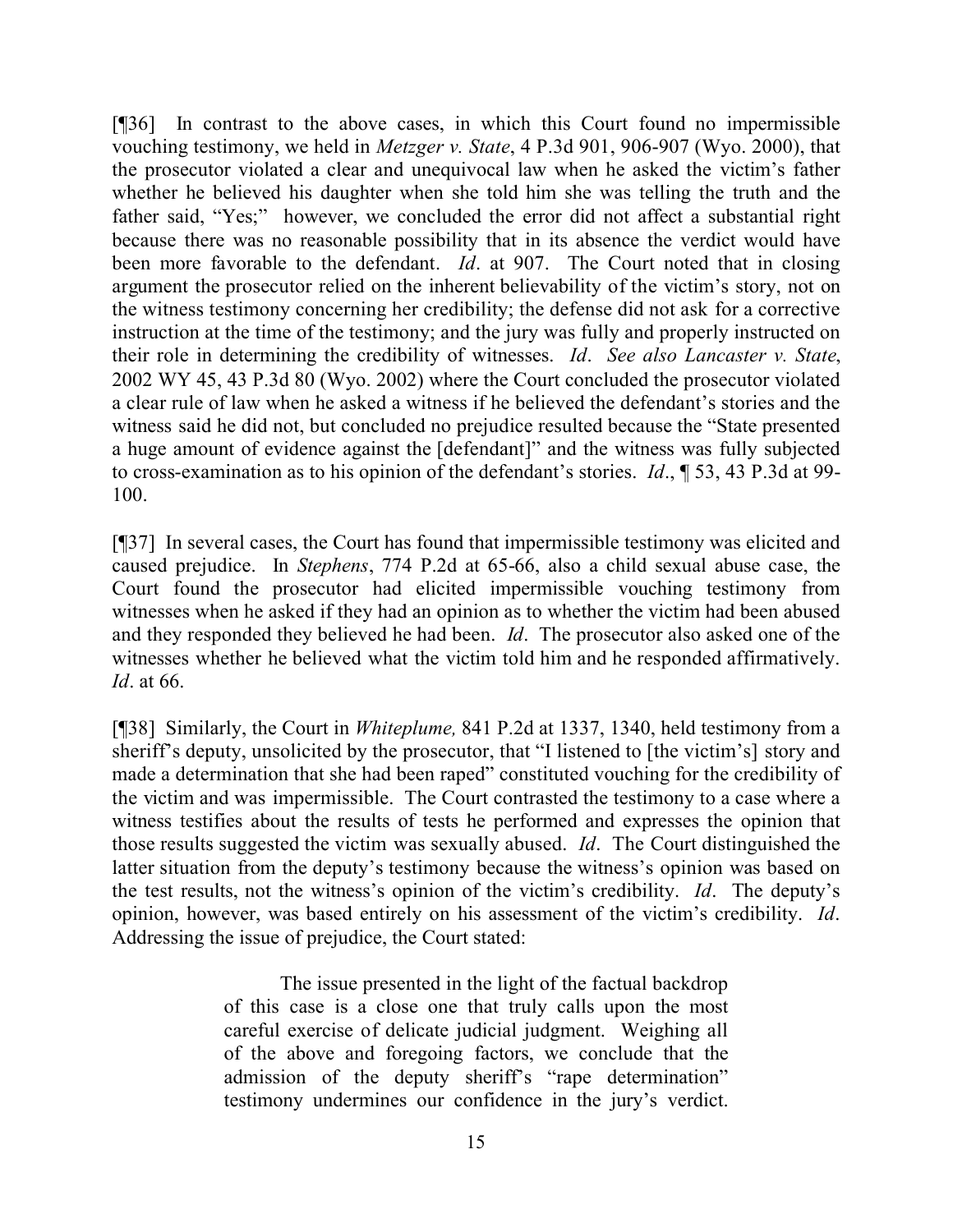[¶36] In contrast to the above cases, in which this Court found no impermissible vouching testimony, we held in *Metzger v. State*, 4 P.3d 901, 906-907 (Wyo. 2000), that the prosecutor violated a clear and unequivocal law when he asked the victim's father whether he believed his daughter when she told him she was telling the truth and the father said, "Yes;" however, we concluded the error did not affect a substantial right because there was no reasonable possibility that in its absence the verdict would have been more favorable to the defendant. *Id*. at 907. The Court noted that in closing argument the prosecutor relied on the inherent believability of the victim's story, not on the witness testimony concerning her credibility; the defense did not ask for a corrective instruction at the time of the testimony; and the jury was fully and properly instructed on their role in determining the credibility of witnesses. *Id*. *See also Lancaster v. State*, 2002 WY 45, 43 P.3d 80 (Wyo. 2002) where the Court concluded the prosecutor violated a clear rule of law when he asked a witness if he believed the defendant's stories and the witness said he did not, but concluded no prejudice resulted because the "State presented a huge amount of evidence against the [defendant]" and the witness was fully subjected to cross-examination as to his opinion of the defendant's stories. *Id*., ¶ 53, 43 P.3d at 99-100.

[¶37] In several cases, the Court has found that impermissible testimony was elicited and caused prejudice. In *Stephens*, 774 P.2d at 65-66, also a child sexual abuse case, the Court found the prosecutor had elicited impermissible vouching testimony from witnesses when he asked if they had an opinion as to whether the victim had been abused and they responded they believed he had been. *Id*. The prosecutor also asked one of the witnesses whether he believed what the victim told him and he responded affirmatively. *Id*. at 66.

[¶38] Similarly, the Court in *Whiteplume,* 841 P.2d at 1337, 1340, held testimony from a sheriff's deputy, unsolicited by the prosecutor, that "I listened to [the victim's] story and made a determination that she had been raped" constituted vouching for the credibility of the victim and was impermissible. The Court contrasted the testimony to a case where a witness testifies about the results of tests he performed and expresses the opinion that those results suggested the victim was sexually abused. *Id*. The Court distinguished the latter situation from the deputy's testimony because the witness's opinion was based on the test results, not the witness's opinion of the victim's credibility. *Id*. The deputy's opinion, however, was based entirely on his assessment of the victim's credibility. *Id*. Addressing the issue of prejudice, the Court stated:

> The issue presented in the light of the factual backdrop of this case is a close one that truly calls upon the most careful exercise of delicate judicial judgment. Weighing all of the above and foregoing factors, we conclude that the admission of the deputy sheriff's "rape determination" testimony undermines our confidence in the jury's verdict.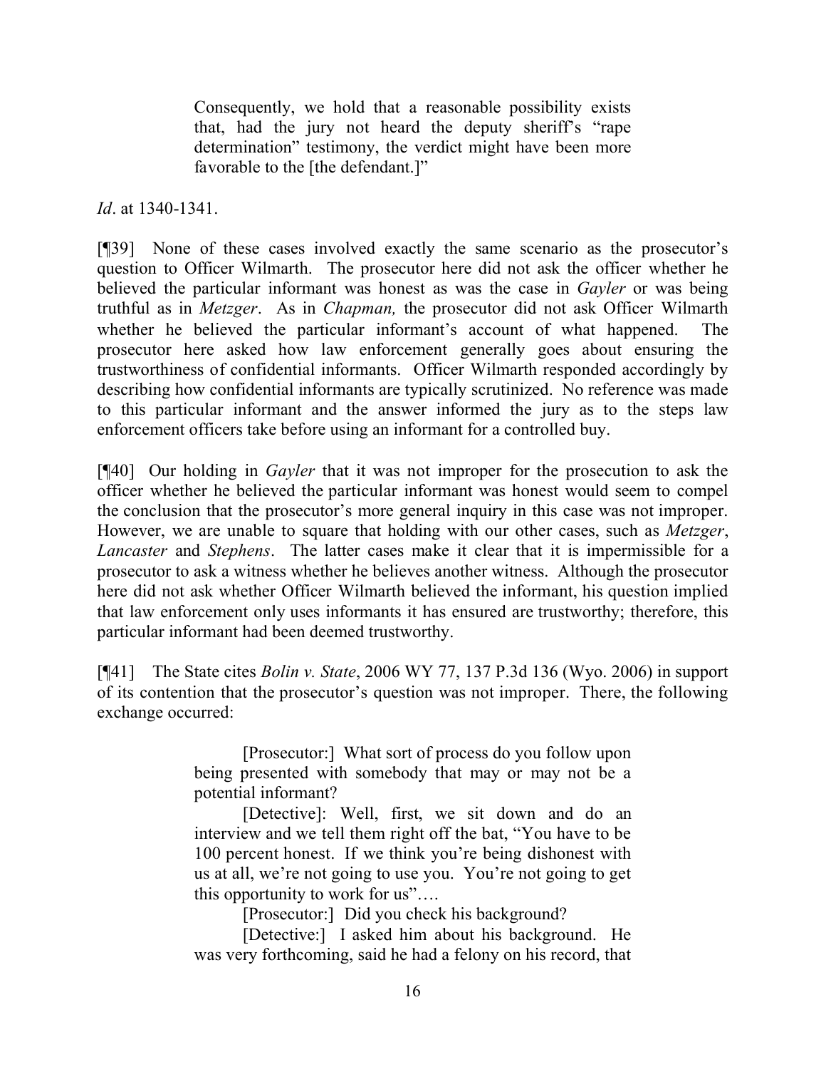> Consequently, we hold that a reasonable possibility exists that, had the jury not heard the deputy sheriff's "rape determination" testimony, the verdict might have been more favorable to the [the defendant.]"

*Id*. at 1340-1341.

[¶39] None of these cases involved exactly the same scenario as the prosecutor's question to Officer Wilmarth. The prosecutor here did not ask the officer whether he believed the particular informant was honest as was the case in *Gayler* or was being truthful as in *Metzger*. As in *Chapman,* the prosecutor did not ask Officer Wilmarth whether he believed the particular informant's account of what happened. The prosecutor here asked how law enforcement generally goes about ensuring the trustworthiness of confidential informants. Officer Wilmarth responded accordingly by describing how confidential informants are typically scrutinized. No reference was made to this particular informant and the answer informed the jury as to the steps law enforcement officers take before using an informant for a controlled buy.

[¶40] Our holding in *Gayler* that it was not improper for the prosecution to ask the officer whether he believed the particular informant was honest would seem to compel the conclusion that the prosecutor's more general inquiry in this case was not improper. However, we are unable to square that holding with our other cases, such as *Metzger*, *Lancaster* and *Stephens*. The latter cases make it clear that it is impermissible for a prosecutor to ask a witness whether he believes another witness. Although the prosecutor here did not ask whether Officer Wilmarth believed the informant, his question implied that law enforcement only uses informants it has ensured are trustworthy; therefore, this particular informant had been deemed trustworthy.

[¶41] The State cites *Bolin v. State*, 2006 WY 77, 137 P.3d 136 (Wyo. 2006) in support of its contention that the prosecutor's question was not improper. There, the following exchange occurred:

> [Prosecutor:] What sort of process do you follow upon being presented with somebody that may or may not be a potential informant?
>
> [Detective]: Well, first, we sit down and do an interview and we tell them right off the bat, "You have to be 100 percent honest. If we think you're being dishonest with us at all, we're not going to use you. You're not going to get this opportunity to work for us"….
>
> [Prosecutor:] Did you check his background?
>
> [Detective:] I asked him about his background. He was very forthcoming, said he had a felony on his record, that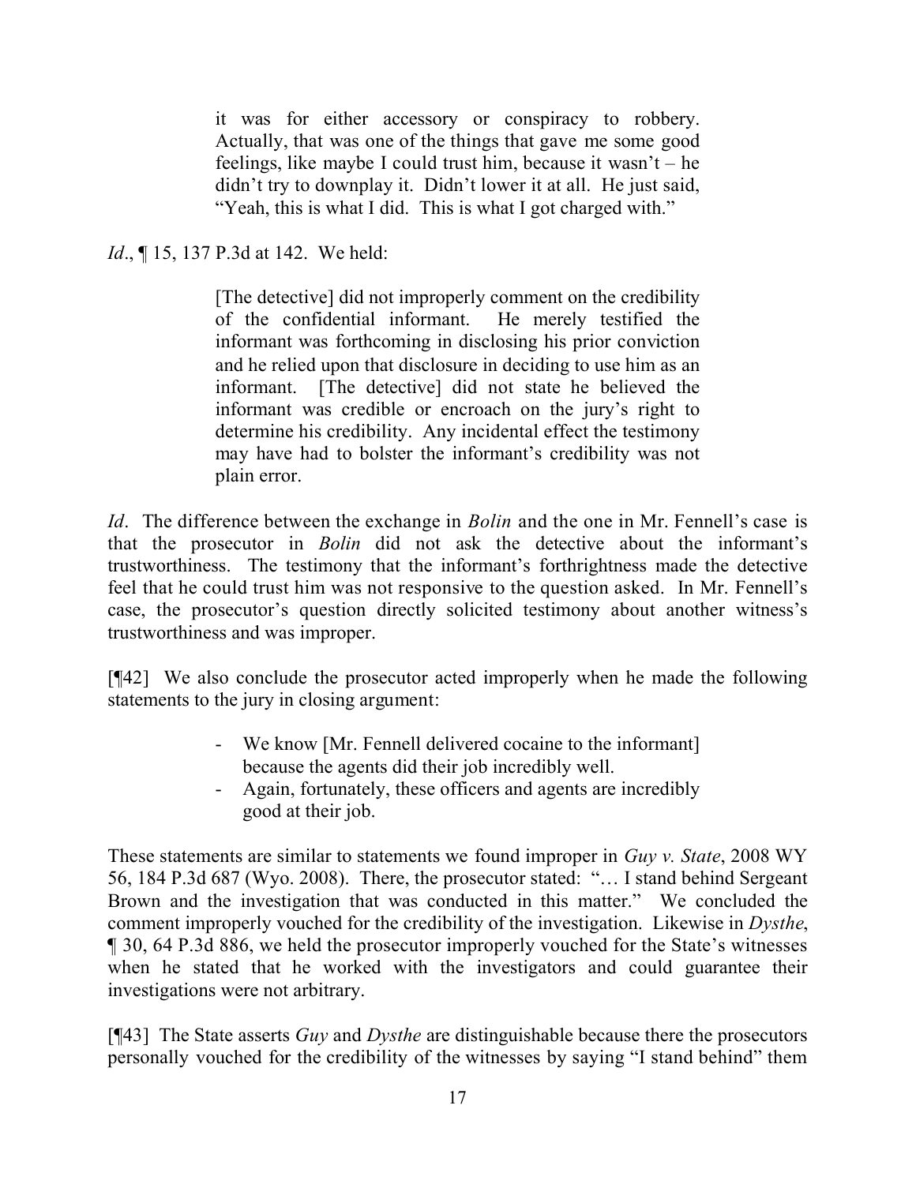> it was for either accessory or conspiracy to robbery. Actually, that was one of the things that gave me some good feelings, like maybe I could trust him, because it wasn't – he didn't try to downplay it. Didn't lower it at all. He just said, "Yeah, this is what I did. This is what I got charged with."

*Id*., ¶ 15, 137 P.3d at 142. We held:

> [The detective] did not improperly comment on the credibility of the confidential informant. He merely testified the informant was forthcoming in disclosing his prior conviction and he relied upon that disclosure in deciding to use him as an informant. [The detective] did not state he believed the informant was credible or encroach on the jury's right to determine his credibility. Any incidental effect the testimony may have had to bolster the informant's credibility was not plain error.

*Id*. The difference between the exchange in *Bolin* and the one in Mr. Fennell's case is that the prosecutor in *Bolin* did not ask the detective about the informant's trustworthiness. The testimony that the informant's forthrightness made the detective feel that he could trust him was not responsive to the question asked. In Mr. Fennell's case, the prosecutor's question directly solicited testimony about another witness's trustworthiness and was improper.

[¶42] We also conclude the prosecutor acted improperly when he made the following statements to the jury in closing argument:

> - We know [Mr. Fennell delivered cocaine to the informant] because the agents did their job incredibly well.
> - Again, fortunately, these officers and agents are incredibly good at their job.

These statements are similar to statements we found improper in *Guy v. State*, 2008 WY 56, 184 P.3d 687 (Wyo. 2008). There, the prosecutor stated: "… I stand behind Sergeant Brown and the investigation that was conducted in this matter." We concluded the comment improperly vouched for the credibility of the investigation. Likewise in *Dysthe*, ¶ 30, 64 P.3d 886, we held the prosecutor improperly vouched for the State's witnesses when he stated that he worked with the investigators and could guarantee their investigations were not arbitrary.

[¶43] The State asserts *Guy* and *Dysthe* are distinguishable because there the prosecutors personally vouched for the credibility of the witnesses by saying "I stand behind" them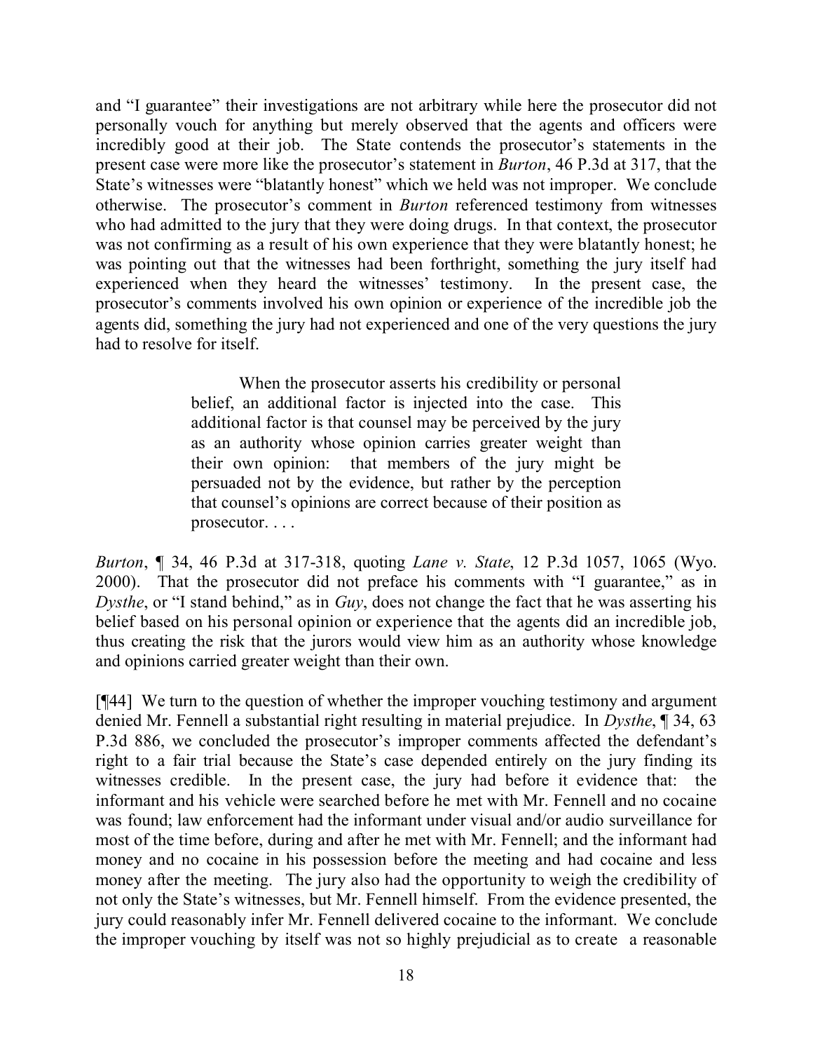and "I guarantee" their investigations are not arbitrary while here the prosecutor did not personally vouch for anything but merely observed that the agents and officers were incredibly good at their job. The State contends the prosecutor's statements in the present case were more like the prosecutor's statement in *Burton*, 46 P.3d at 317, that the State's witnesses were "blatantly honest" which we held was not improper. We conclude otherwise. The prosecutor's comment in *Burton* referenced testimony from witnesses who had admitted to the jury that they were doing drugs. In that context, the prosecutor was not confirming as a result of his own experience that they were blatantly honest; he was pointing out that the witnesses had been forthright, something the jury itself had experienced when they heard the witnesses' testimony. In the present case, the prosecutor's comments involved his own opinion or experience of the incredible job the agents did, something the jury had not experienced and one of the very questions the jury had to resolve for itself.

> When the prosecutor asserts his credibility or personal belief, an additional factor is injected into the case. This additional factor is that counsel may be perceived by the jury as an authority whose opinion carries greater weight than their own opinion: that members of the jury might be persuaded not by the evidence, but rather by the perception that counsel's opinions are correct because of their position as prosecutor. . . .

*Burton*, ¶ 34, 46 P.3d at 317-318, quoting *Lane v. State*, 12 P.3d 1057, 1065 (Wyo. 2000). That the prosecutor did not preface his comments with "I guarantee," as in *Dysthe*, or "I stand behind," as in *Guy*, does not change the fact that he was asserting his belief based on his personal opinion or experience that the agents did an incredible job, thus creating the risk that the jurors would view him as an authority whose knowledge and opinions carried greater weight than their own.

[¶44] We turn to the question of whether the improper vouching testimony and argument denied Mr. Fennell a substantial right resulting in material prejudice. In *Dysthe*, ¶ 34, 63 P.3d 886, we concluded the prosecutor's improper comments affected the defendant's right to a fair trial because the State's case depended entirely on the jury finding its witnesses credible. In the present case, the jury had before it evidence that: the informant and his vehicle were searched before he met with Mr. Fennell and no cocaine was found; law enforcement had the informant under visual and/or audio surveillance for most of the time before, during and after he met with Mr. Fennell; and the informant had money and no cocaine in his possession before the meeting and had cocaine and less money after the meeting. The jury also had the opportunity to weigh the credibility of not only the State's witnesses, but Mr. Fennell himself. From the evidence presented, the jury could reasonably infer Mr. Fennell delivered cocaine to the informant. We conclude the improper vouching by itself was not so highly prejudicial as to create a reasonable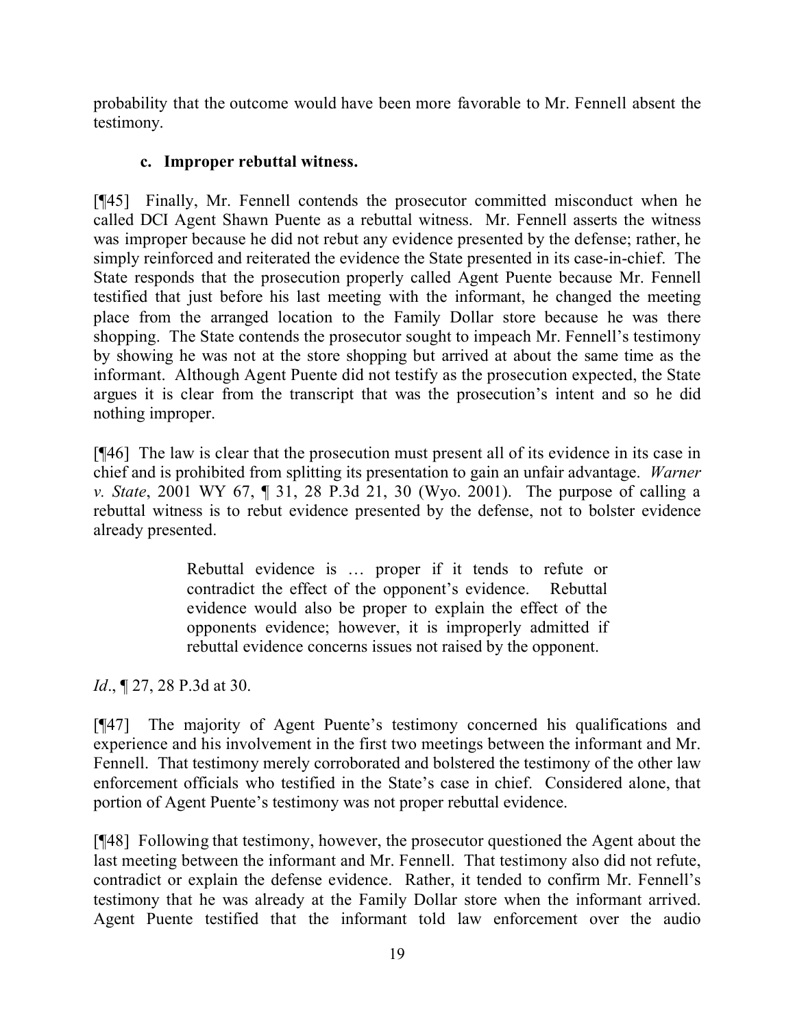probability that the outcome would have been more favorable to Mr. Fennell absent the testimony.

### c. Improper rebuttal witness.

[¶45] Finally, Mr. Fennell contends the prosecutor committed misconduct when he called DCI Agent Shawn Puente as a rebuttal witness. Mr. Fennell asserts the witness was improper because he did not rebut any evidence presented by the defense; rather, he simply reinforced and reiterated the evidence the State presented in its case-in-chief. The State responds that the prosecution properly called Agent Puente because Mr. Fennell testified that just before his last meeting with the informant, he changed the meeting place from the arranged location to the Family Dollar store because he was there shopping. The State contends the prosecutor sought to impeach Mr. Fennell's testimony by showing he was not at the store shopping but arrived at about the same time as the informant. Although Agent Puente did not testify as the prosecution expected, the State argues it is clear from the transcript that was the prosecution's intent and so he did nothing improper.

[¶46] The law is clear that the prosecution must present all of its evidence in its case in chief and is prohibited from splitting its presentation to gain an unfair advantage. *Warner v. State*, 2001 WY 67, ¶ 31, 28 P.3d 21, 30 (Wyo. 2001). The purpose of calling a rebuttal witness is to rebut evidence presented by the defense, not to bolster evidence already presented.

> Rebuttal evidence is … proper if it tends to refute or contradict the effect of the opponent's evidence. Rebuttal evidence would also be proper to explain the effect of the opponents evidence; however, it is improperly admitted if rebuttal evidence concerns issues not raised by the opponent.

*Id*., ¶ 27, 28 P.3d at 30.

[¶47] The majority of Agent Puente's testimony concerned his qualifications and experience and his involvement in the first two meetings between the informant and Mr. Fennell. That testimony merely corroborated and bolstered the testimony of the other law enforcement officials who testified in the State's case in chief. Considered alone, that portion of Agent Puente's testimony was not proper rebuttal evidence.

[¶48] Following that testimony, however, the prosecutor questioned the Agent about the last meeting between the informant and Mr. Fennell. That testimony also did not refute, contradict or explain the defense evidence. Rather, it tended to confirm Mr. Fennell's testimony that he was already at the Family Dollar store when the informant arrived. Agent Puente testified that the informant told law enforcement over the audio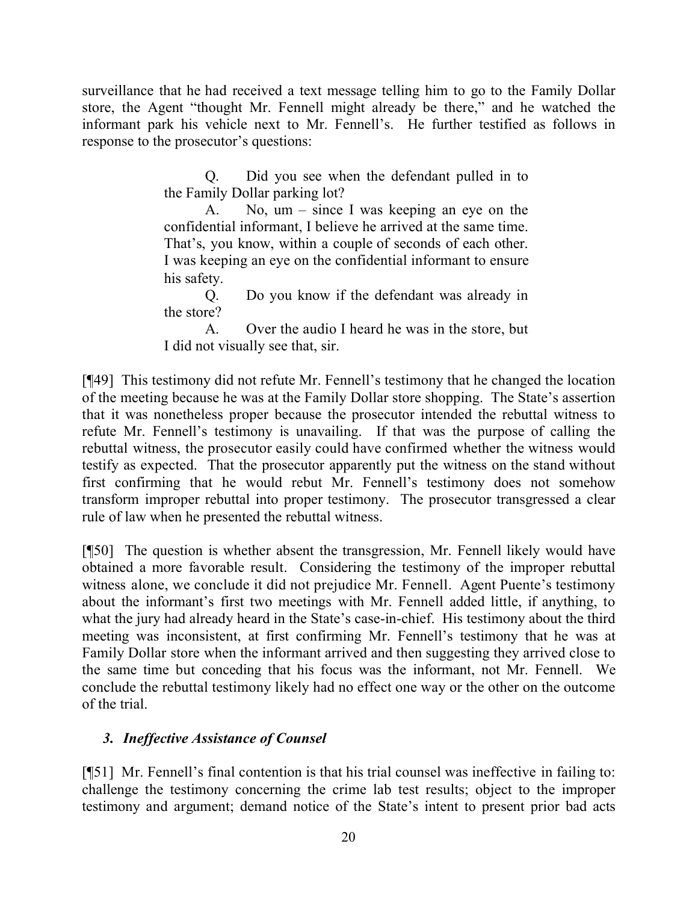surveillance that he had received a text message telling him to go to the Family Dollar store, the Agent "thought Mr. Fennell might already be there," and he watched the informant park his vehicle next to Mr. Fennell's. He further testified as follows in response to the prosecutor's questions:

> Q. Did you see when the defendant pulled in to the Family Dollar parking lot?
>
> A. No, um – since I was keeping an eye on the confidential informant, I believe he arrived at the same time. That's, you know, within a couple of seconds of each other. I was keeping an eye on the confidential informant to ensure his safety.
>
> Q. Do you know if the defendant was already in the store?
>
> A. Over the audio I heard he was in the store, but I did not visually see that, sir.

[¶49] This testimony did not refute Mr. Fennell's testimony that he changed the location of the meeting because he was at the Family Dollar store shopping. The State's assertion that it was nonetheless proper because the prosecutor intended the rebuttal witness to refute Mr. Fennell's testimony is unavailing. If that was the purpose of calling the rebuttal witness, the prosecutor easily could have confirmed whether the witness would testify as expected. That the prosecutor apparently put the witness on the stand without first confirming that he would rebut Mr. Fennell's testimony does not somehow transform improper rebuttal into proper testimony. The prosecutor transgressed a clear rule of law when he presented the rebuttal witness.

[¶50] The question is whether absent the transgression, Mr. Fennell likely would have obtained a more favorable result. Considering the testimony of the improper rebuttal witness alone, we conclude it did not prejudice Mr. Fennell. Agent Puente's testimony about the informant's first two meetings with Mr. Fennell added little, if anything, to what the jury had already heard in the State's case-in-chief. His testimony about the third meeting was inconsistent, at first confirming Mr. Fennell's testimony that he was at Family Dollar store when the informant arrived and then suggesting they arrived close to the same time but conceding that his focus was the informant, not Mr. Fennell. We conclude the rebuttal testimony likely had no effect one way or the other on the outcome of the trial.

### *3. Ineffective Assistance of Counsel*

[¶51] Mr. Fennell's final contention is that his trial counsel was ineffective in failing to: challenge the testimony concerning the crime lab test results; object to the improper testimony and argument; demand notice of the State's intent to present prior bad acts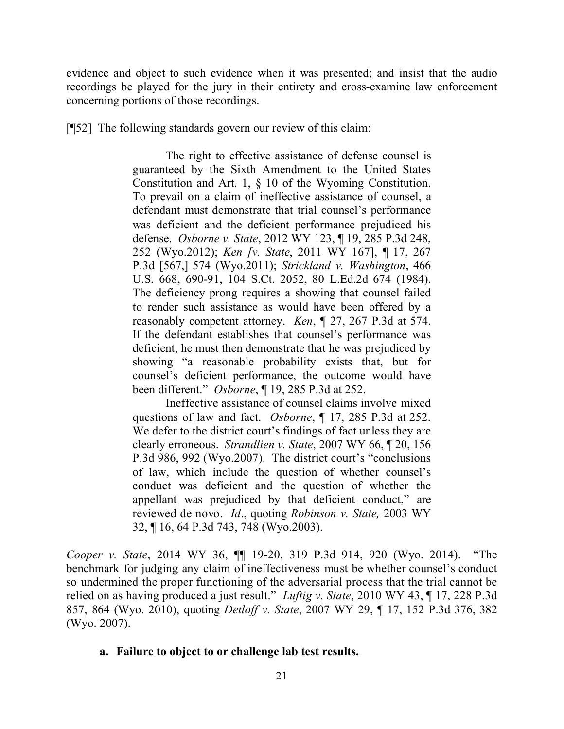evidence and object to such evidence when it was presented; and insist that the audio recordings be played for the jury in their entirety and cross-examine law enforcement concerning portions of those recordings.

[¶52] The following standards govern our review of this claim:

> The right to effective assistance of defense counsel is guaranteed by the Sixth Amendment to the United States Constitution and Art. 1, § 10 of the Wyoming Constitution. To prevail on a claim of ineffective assistance of counsel, a defendant must demonstrate that trial counsel's performance was deficient and the deficient performance prejudiced his defense. *Osborne v. State*, 2012 WY 123, ¶ 19, 285 P.3d 248, 252 (Wyo.2012); *Ken [v. State*, 2011 WY 167], ¶ 17, 267 P.3d [567,] 574 (Wyo.2011); *Strickland v. Washington*, 466 U.S. 668, 690-91, 104 S.Ct. 2052, 80 L.Ed.2d 674 (1984). The deficiency prong requires a showing that counsel failed to render such assistance as would have been offered by a reasonably competent attorney. *Ken*, ¶ 27, 267 P.3d at 574. If the defendant establishes that counsel's performance was deficient, he must then demonstrate that he was prejudiced by showing "a reasonable probability exists that, but for counsel's deficient performance, the outcome would have been different." *Osborne*, ¶ 19, 285 P.3d at 252.
>
> Ineffective assistance of counsel claims involve mixed questions of law and fact. *Osborne*, ¶ 17, 285 P.3d at 252. We defer to the district court's findings of fact unless they are clearly erroneous. *Strandlien v. State*, 2007 WY 66, ¶ 20, 156 P.3d 986, 992 (Wyo.2007). The district court's "conclusions of law, which include the question of whether counsel's conduct was deficient and the question of whether the appellant was prejudiced by that deficient conduct," are reviewed de novo. *Id*., quoting *Robinson v. State,* 2003 WY 32, ¶ 16, 64 P.3d 743, 748 (Wyo.2003).

*Cooper v. State*, 2014 WY 36, ¶¶ 19-20, 319 P.3d 914, 920 (Wyo. 2014). "The benchmark for judging any claim of ineffectiveness must be whether counsel's conduct so undermined the proper functioning of the adversarial process that the trial cannot be relied on as having produced a just result." *Luftig v. State*, 2010 WY 43, ¶ 17, 228 P.3d 857, 864 (Wyo. 2010), quoting *Detloff v. State*, 2007 WY 29, ¶ 17, 152 P.3d 376, 382 (Wyo. 2007).

**a. Failure to object to or challenge lab test results.**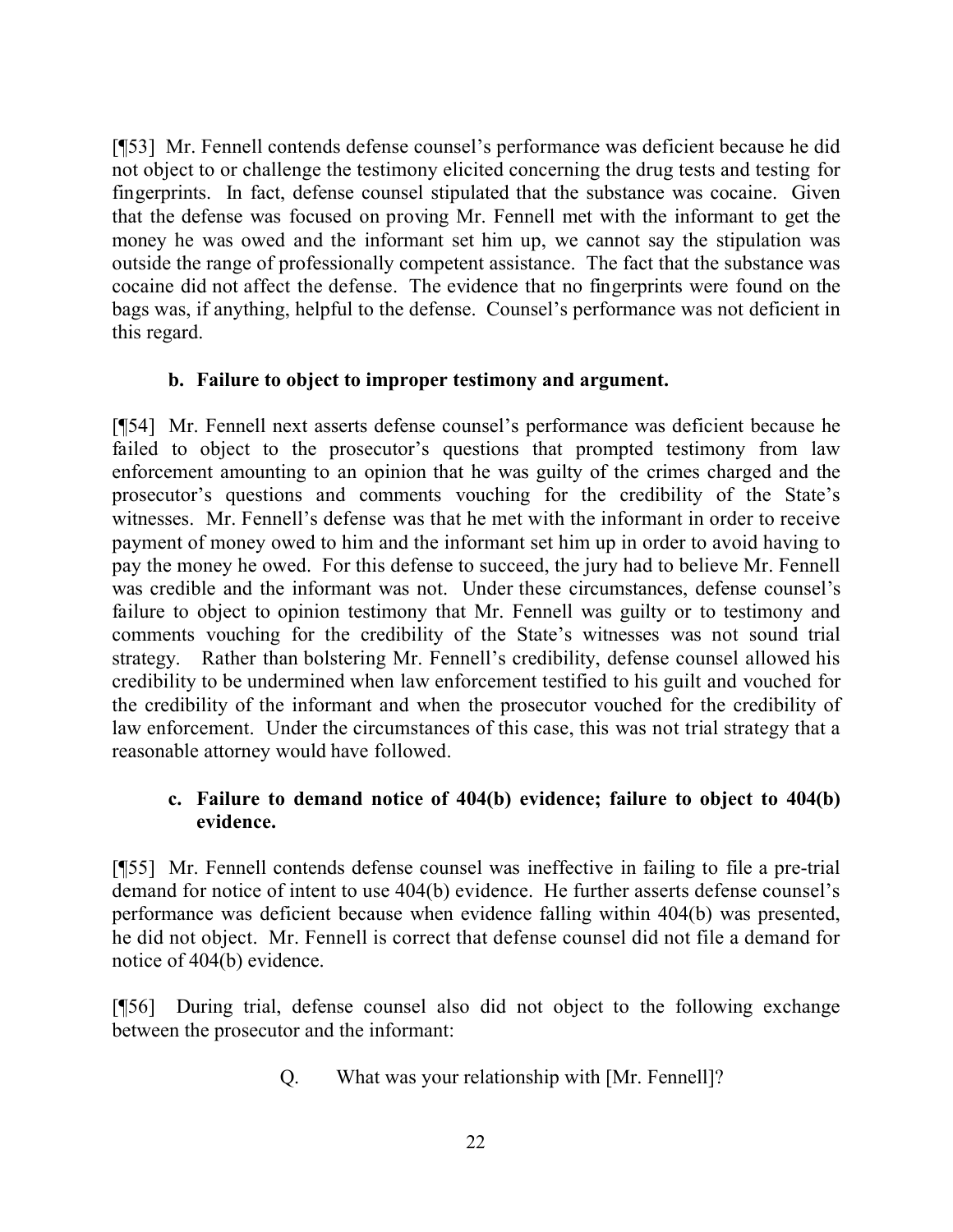[¶53] Mr. Fennell contends defense counsel's performance was deficient because he did not object to or challenge the testimony elicited concerning the drug tests and testing for fingerprints. In fact, defense counsel stipulated that the substance was cocaine. Given that the defense was focused on proving Mr. Fennell met with the informant to get the money he was owed and the informant set him up, we cannot say the stipulation was outside the range of professionally competent assistance. The fact that the substance was cocaine did not affect the defense. The evidence that no fingerprints were found on the bags was, if anything, helpful to the defense. Counsel's performance was not deficient in this regard.

**b. Failure to object to improper testimony and argument.**

[¶54] Mr. Fennell next asserts defense counsel's performance was deficient because he failed to object to the prosecutor's questions that prompted testimony from law enforcement amounting to an opinion that he was guilty of the crimes charged and the prosecutor's questions and comments vouching for the credibility of the State's witnesses. Mr. Fennell's defense was that he met with the informant in order to receive payment of money owed to him and the informant set him up in order to avoid having to pay the money he owed. For this defense to succeed, the jury had to believe Mr. Fennell was credible and the informant was not. Under these circumstances, defense counsel's failure to object to opinion testimony that Mr. Fennell was guilty or to testimony and comments vouching for the credibility of the State's witnesses was not sound trial strategy. Rather than bolstering Mr. Fennell's credibility, defense counsel allowed his credibility to be undermined when law enforcement testified to his guilt and vouched for the credibility of the informant and when the prosecutor vouched for the credibility of law enforcement. Under the circumstances of this case, this was not trial strategy that a reasonable attorney would have followed.

**c. Failure to demand notice of 404(b) evidence; failure to object to 404(b) evidence.**

[¶55] Mr. Fennell contends defense counsel was ineffective in failing to file a pre-trial demand for notice of intent to use 404(b) evidence. He further asserts defense counsel's performance was deficient because when evidence falling within 404(b) was presented, he did not object. Mr. Fennell is correct that defense counsel did not file a demand for notice of 404(b) evidence.

[¶56] During trial, defense counsel also did not object to the following exchange between the prosecutor and the informant:

> Q. What was your relationship with [Mr. Fennell]?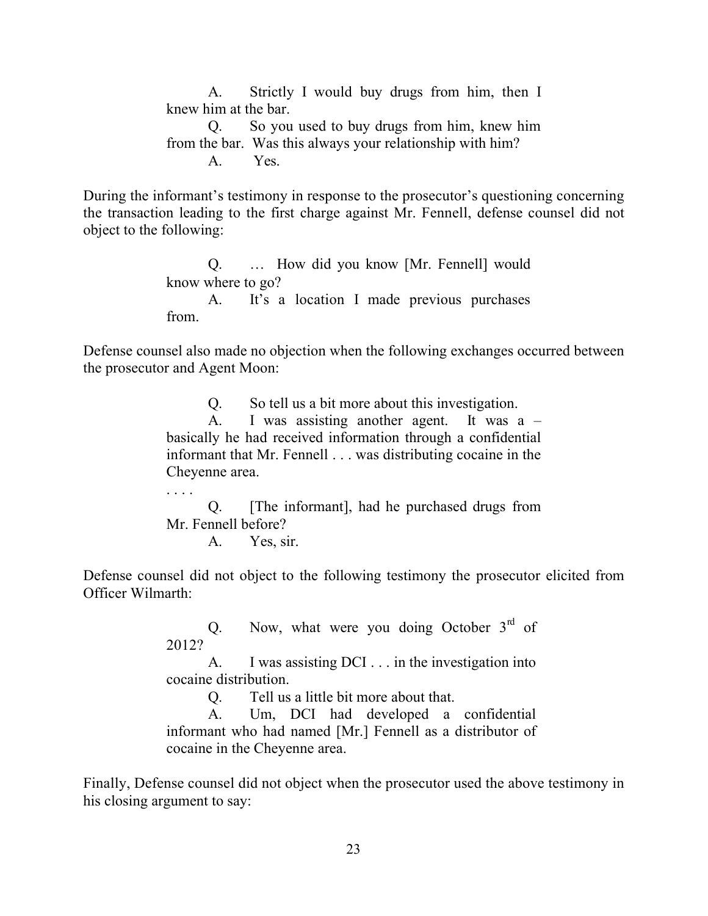> A. Strictly I would buy drugs from him, then I knew him at the bar.
>
> Q. So you used to buy drugs from him, knew him from the bar. Was this always your relationship with him?
>
> A. Yes.

During the informant's testimony in response to the prosecutor's questioning concerning the transaction leading to the first charge against Mr. Fennell, defense counsel did not object to the following:

> Q. … How did you know [Mr. Fennell] would know where to go?
>
> A. It's a location I made previous purchases from.

Defense counsel also made no objection when the following exchanges occurred between the prosecutor and Agent Moon:

> Q. So tell us a bit more about this investigation.
>
> A. I was assisting another agent. It was a – basically he had received information through a confidential informant that Mr. Fennell . . . was distributing cocaine in the Cheyenne area.
>
> . . . .
>
> Q. [The informant], had he purchased drugs from Mr. Fennell before?
>
> A. Yes, sir.

Defense counsel did not object to the following testimony the prosecutor elicited from Officer Wilmarth:

> Q. Now, what were you doing October 3rd of 2012?
>
> A. I was assisting DCI . . . in the investigation into cocaine distribution.
>
> Q. Tell us a little bit more about that.
>
> A. Um, DCI had developed a confidential informant who had named [Mr.] Fennell as a distributor of cocaine in the Cheyenne area.

Finally, Defense counsel did not object when the prosecutor used the above testimony in his closing argument to say: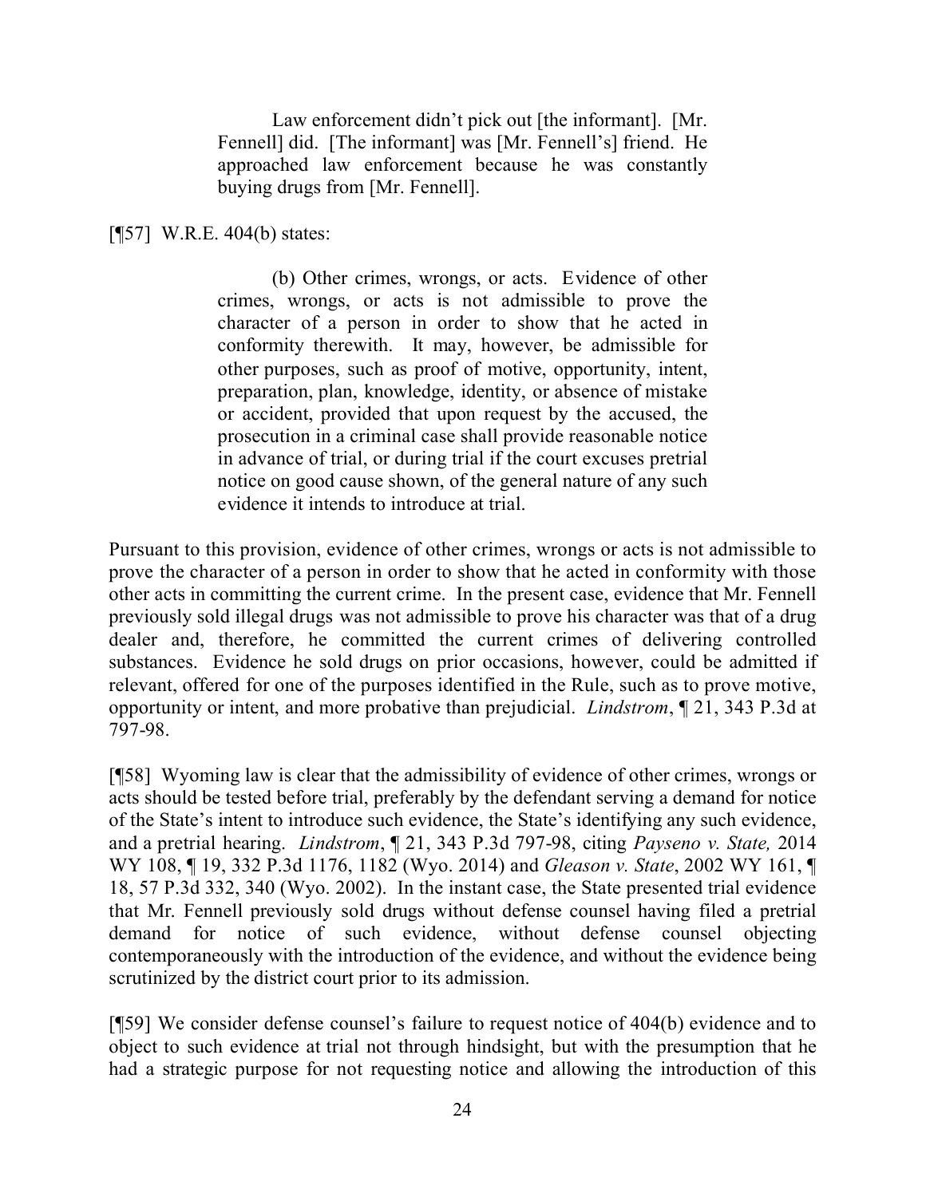> Law enforcement didn't pick out [the informant]. [Mr. Fennell] did. [The informant] was [Mr. Fennell's] friend. He approached law enforcement because he was constantly buying drugs from [Mr. Fennell].

[¶57] W.R.E. 404(b) states:

> (b) Other crimes, wrongs, or acts. Evidence of other crimes, wrongs, or acts is not admissible to prove the character of a person in order to show that he acted in conformity therewith. It may, however, be admissible for other purposes, such as proof of motive, opportunity, intent, preparation, plan, knowledge, identity, or absence of mistake or accident, provided that upon request by the accused, the prosecution in a criminal case shall provide reasonable notice in advance of trial, or during trial if the court excuses pretrial notice on good cause shown, of the general nature of any such evidence it intends to introduce at trial.

Pursuant to this provision, evidence of other crimes, wrongs or acts is not admissible to prove the character of a person in order to show that he acted in conformity with those other acts in committing the current crime. In the present case, evidence that Mr. Fennell previously sold illegal drugs was not admissible to prove his character was that of a drug dealer and, therefore, he committed the current crimes of delivering controlled substances. Evidence he sold drugs on prior occasions, however, could be admitted if relevant, offered for one of the purposes identified in the Rule, such as to prove motive, opportunity or intent, and more probative than prejudicial. *Lindstrom*, ¶ 21, 343 P.3d at 797-98.

[¶58] Wyoming law is clear that the admissibility of evidence of other crimes, wrongs or acts should be tested before trial, preferably by the defendant serving a demand for notice of the State's intent to introduce such evidence, the State's identifying any such evidence, and a pretrial hearing. *Lindstrom*, ¶ 21, 343 P.3d 797-98, citing *Payseno v. State,* 2014 WY 108, ¶ 19, 332 P.3d 1176, 1182 (Wyo. 2014) and *Gleason v. State*, 2002 WY 161, ¶ 18, 57 P.3d 332, 340 (Wyo. 2002). In the instant case, the State presented trial evidence that Mr. Fennell previously sold drugs without defense counsel having filed a pretrial demand for notice of such evidence, without defense counsel objecting contemporaneously with the introduction of the evidence, and without the evidence being scrutinized by the district court prior to its admission.

[¶59] We consider defense counsel's failure to request notice of 404(b) evidence and to object to such evidence at trial not through hindsight, but with the presumption that he had a strategic purpose for not requesting notice and allowing the introduction of this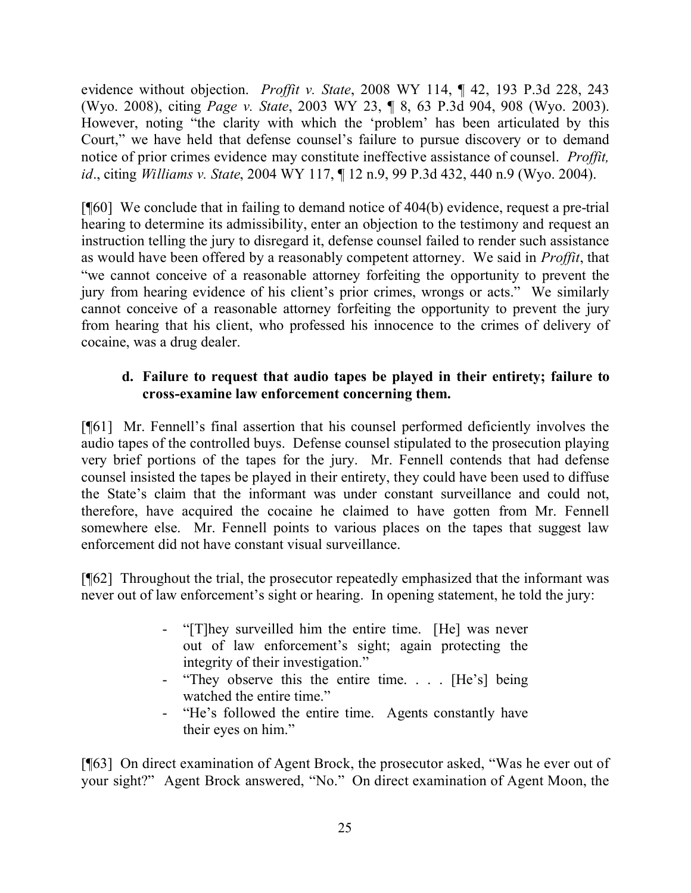evidence without objection. *Proffit v. State*, 2008 WY 114, ¶ 42, 193 P.3d 228, 243 (Wyo. 2008), citing *Page v. State*, 2003 WY 23, ¶ 8, 63 P.3d 904, 908 (Wyo. 2003). However, noting "the clarity with which the 'problem' has been articulated by this Court," we have held that defense counsel's failure to pursue discovery or to demand notice of prior crimes evidence may constitute ineffective assistance of counsel. *Proffit, id*., citing *Williams v. State*, 2004 WY 117, ¶ 12 n.9, 99 P.3d 432, 440 n.9 (Wyo. 2004).

[¶60] We conclude that in failing to demand notice of 404(b) evidence, request a pre-trial hearing to determine its admissibility, enter an objection to the testimony and request an instruction telling the jury to disregard it, defense counsel failed to render such assistance as would have been offered by a reasonably competent attorney. We said in *Proffit*, that "we cannot conceive of a reasonable attorney forfeiting the opportunity to prevent the jury from hearing evidence of his client's prior crimes, wrongs or acts." We similarly cannot conceive of a reasonable attorney forfeiting the opportunity to prevent the jury from hearing that his client, who professed his innocence to the crimes of delivery of cocaine, was a drug dealer.

**d. Failure to request that audio tapes be played in their entirety; failure to cross-examine law enforcement concerning them.**

[¶61] Mr. Fennell's final assertion that his counsel performed deficiently involves the audio tapes of the controlled buys. Defense counsel stipulated to the prosecution playing very brief portions of the tapes for the jury. Mr. Fennell contends that had defense counsel insisted the tapes be played in their entirety, they could have been used to diffuse the State's claim that the informant was under constant surveillance and could not, therefore, have acquired the cocaine he claimed to have gotten from Mr. Fennell somewhere else. Mr. Fennell points to various places on the tapes that suggest law enforcement did not have constant visual surveillance.

[¶62] Throughout the trial, the prosecutor repeatedly emphasized that the informant was never out of law enforcement's sight or hearing. In opening statement, he told the jury:

- "[T]hey surveilled him the entire time. [He] was never out of law enforcement's sight; again protecting the integrity of their investigation."
- "They observe this the entire time. . . . [He's] being watched the entire time."
- "He's followed the entire time. Agents constantly have their eyes on him."

[¶63] On direct examination of Agent Brock, the prosecutor asked, "Was he ever out of your sight?" Agent Brock answered, "No." On direct examination of Agent Moon, the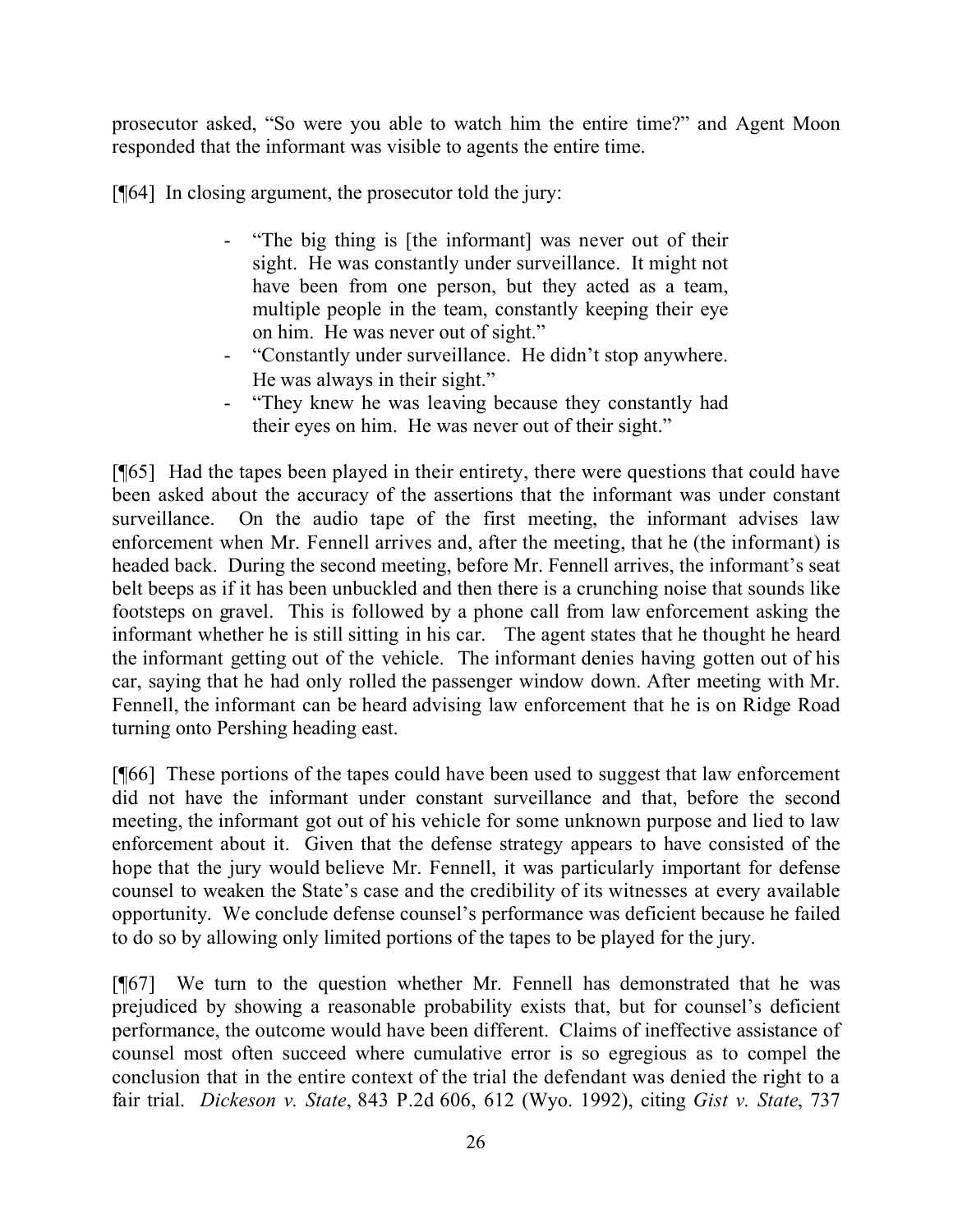prosecutor asked, "So were you able to watch him the entire time?" and Agent Moon responded that the informant was visible to agents the entire time.

[¶64] In closing argument, the prosecutor told the jury:

> - "The big thing is [the informant] was never out of their sight. He was constantly under surveillance. It might not have been from one person, but they acted as a team, multiple people in the team, constantly keeping their eye on him. He was never out of sight."
> - "Constantly under surveillance. He didn't stop anywhere. He was always in their sight."
> - "They knew he was leaving because they constantly had their eyes on him. He was never out of their sight."

[¶65] Had the tapes been played in their entirety, there were questions that could have been asked about the accuracy of the assertions that the informant was under constant surveillance. On the audio tape of the first meeting, the informant advises law enforcement when Mr. Fennell arrives and, after the meeting, that he (the informant) is headed back. During the second meeting, before Mr. Fennell arrives, the informant's seat belt beeps as if it has been unbuckled and then there is a crunching noise that sounds like footsteps on gravel. This is followed by a phone call from law enforcement asking the informant whether he is still sitting in his car. The agent states that he thought he heard the informant getting out of the vehicle. The informant denies having gotten out of his car, saying that he had only rolled the passenger window down. After meeting with Mr. Fennell, the informant can be heard advising law enforcement that he is on Ridge Road turning onto Pershing heading east.

[¶66] These portions of the tapes could have been used to suggest that law enforcement did not have the informant under constant surveillance and that, before the second meeting, the informant got out of his vehicle for some unknown purpose and lied to law enforcement about it. Given that the defense strategy appears to have consisted of the hope that the jury would believe Mr. Fennell, it was particularly important for defense counsel to weaken the State's case and the credibility of its witnesses at every available opportunity. We conclude defense counsel's performance was deficient because he failed to do so by allowing only limited portions of the tapes to be played for the jury.

[¶67] We turn to the question whether Mr. Fennell has demonstrated that he was prejudiced by showing a reasonable probability exists that, but for counsel's deficient performance, the outcome would have been different. Claims of ineffective assistance of counsel most often succeed where cumulative error is so egregious as to compel the conclusion that in the entire context of the trial the defendant was denied the right to a fair trial. *Dickeson v. State*, 843 P.2d 606, 612 (Wyo. 1992), citing *Gist v. State*, 737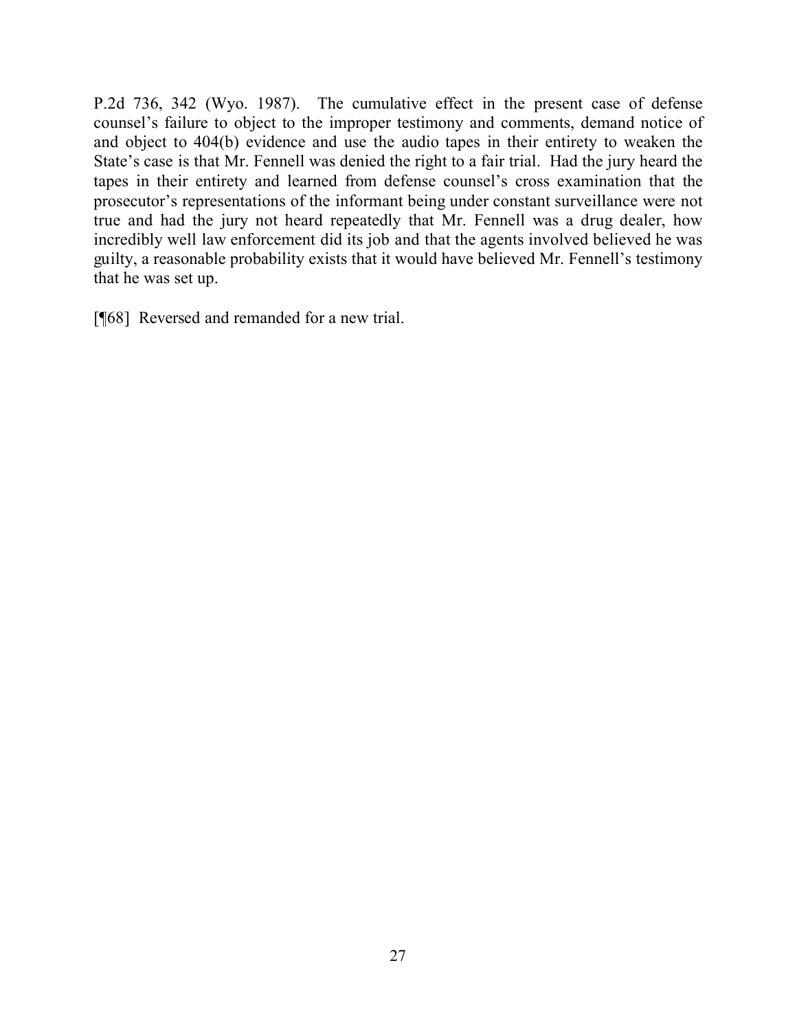P.2d 736, 342 (Wyo. 1987). The cumulative effect in the present case of defense counsel's failure to object to the improper testimony and comments, demand notice of and object to 404(b) evidence and use the audio tapes in their entirety to weaken the State's case is that Mr. Fennell was denied the right to a fair trial. Had the jury heard the tapes in their entirety and learned from defense counsel's cross examination that the prosecutor's representations of the informant being under constant surveillance were not true and had the jury not heard repeatedly that Mr. Fennell was a drug dealer, how incredibly well law enforcement did its job and that the agents involved believed he was guilty, a reasonable probability exists that it would have believed Mr. Fennell's testimony that he was set up.

[¶68] Reversed and remanded for a new trial.